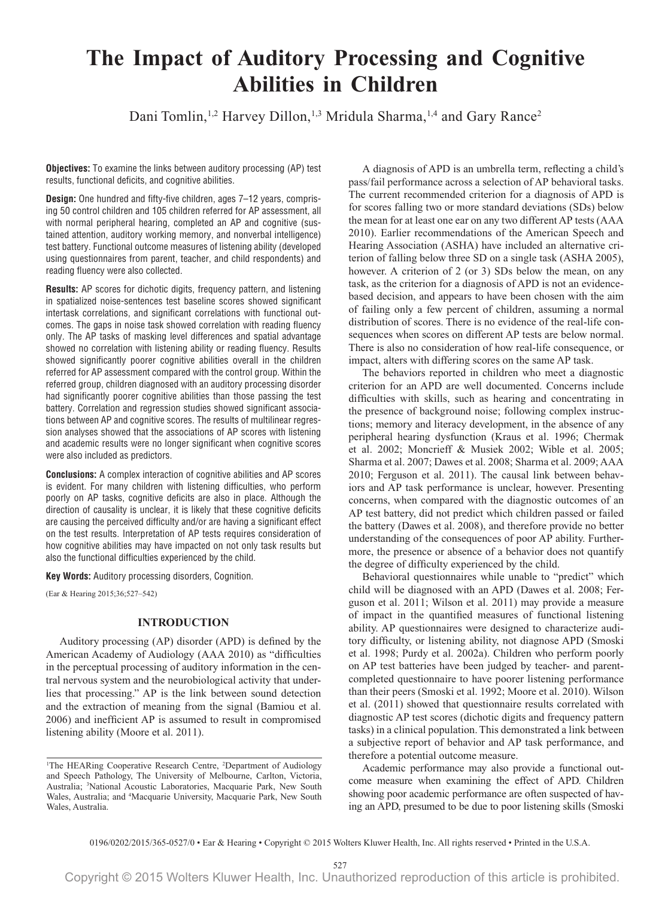# The Impact of Auditory Processing and Cognitive Abilities in Children

Dani Tomlin,[1,2] Harvey Dillon,[1,3] Mridula Sharma,[1,4] and Gary Rance[2]

**Objectives:** To examine the links between auditory processing (AP) test results, functional deficits, and cognitive abilities.

**Design:** One hundred and fifty-five children, ages 7–12 years, comprising 50 control children and 105 children referred for AP assessment, all with normal peripheral hearing, completed an AP and cognitive (sustained attention, auditory working memory, and nonverbal intelligence) test battery. Functional outcome measures of listening ability (developed using questionnaires from parent, teacher, and child respondents) and reading fluency were also collected.

**Results:** AP scores for dichotic digits, frequency pattern, and listening in spatialized noise-sentences test baseline scores showed significant intertask correlations, and significant correlations with functional outcomes. The gaps in noise task showed correlation with reading fluency only. The AP tasks of masking level differences and spatial advantage showed no correlation with listening ability or reading fluency. Results showed significantly poorer cognitive abilities overall in the children referred for AP assessment compared with the control group. Within the referred group, children diagnosed with an auditory processing disorder had significantly poorer cognitive abilities than those passing the test battery. Correlation and regression studies showed significant associations between AP and cognitive scores. The results of multilinear regression analyses showed that the associations of AP scores with listening and academic results were no longer significant when cognitive scores were also included as predictors.

**Conclusions:** A complex interaction of cognitive abilities and AP scores is evident. For many children with listening difficulties, who perform poorly on AP tasks, cognitive deficits are also in place. Although the direction of causality is unclear, it is likely that these cognitive deficits are causing the perceived difficulty and/or are having a significant effect on the test results. Interpretation of AP tests requires consideration of how cognitive abilities may have impacted on not only task results but also the functional difficulties experienced by the child.

**Key Words:** Auditory processing disorders, Cognition.

(Ear & Hearing 2015;36;527–542)

## INTRODUCTION

Auditory processing (AP) disorder (APD) is defined by the American Academy of Audiology (AAA 2010) as "difficulties in the perceptual processing of auditory information in the central nervous system and the neurobiological activity that underlies that processing." AP is the link between sound detection and the extraction of meaning from the signal (Bamiou et al. 2006) and inefficient AP is assumed to result in compromised listening ability (Moore et al. 2011).

[1]The HEARing Cooperative Research Centre, [2]Department of Audiology and Speech Pathology, The University of Melbourne, Carlton, Victoria, Australia; [3]National Acoustic Laboratories, Macquarie Park, New South Wales, Australia; and [4]Macquarie University, Macquarie Park, New South Wales, Australia.

A diagnosis of APD is an umbrella term, reflecting a child's pass/fail performance across a selection of AP behavioral tasks. The current recommended criterion for a diagnosis of APD is for scores falling two or more standard deviations (SDs) below the mean for at least one ear on any two different AP tests (AAA 2010). Earlier recommendations of the American Speech and Hearing Association (ASHA) have included an alternative criterion of falling below three SD on a single task (ASHA 2005), however. A criterion of 2 (or 3) SDs below the mean, on any task, as the criterion for a diagnosis of APD is not an evidence-based decision, and appears to have been chosen with the aim of failing only a few percent of children, assuming a normal distribution of scores. There is no evidence of the real-life consequences when scores on different AP tests are below normal. There is also no consideration of how real-life consequence, or impact, alters with differing scores on the same AP task.

The behaviors reported in children who meet a diagnostic criterion for an APD are well documented. Concerns include difficulties with skills, such as hearing and concentrating in the presence of background noise; following complex instructions; memory and literacy development, in the absence of any peripheral hearing dysfunction (Kraus et al. 1996; Chermak et al. 2002; Moncrieff & Musiek 2002; Wible et al. 2005; Sharma et al. 2007; Dawes et al. 2008; Sharma et al. 2009; AAA 2010; Ferguson et al. 2011). The causal link between behaviors and AP task performance is unclear, however. Presenting concerns, when compared with the diagnostic outcomes of an AP test battery, did not predict which children passed or failed the battery (Dawes et al. 2008), and therefore provide no better understanding of the consequences of poor AP ability. Furthermore, the presence or absence of a behavior does not quantify the degree of difficulty experienced by the child.

Behavioral questionnaires while unable to "predict" which child will be diagnosed with an APD (Dawes et al. 2008; Ferguson et al. 2011; Wilson et al. 2011) may provide a measure of impact in the quantified measures of functional listening ability. AP questionnaires were designed to characterize auditory difficulty, or listening ability, not diagnose APD (Smoski et al. 1998; Purdy et al. 2002a). Children who perform poorly on AP test batteries have been judged by teacher- and parent-completed questionnaire to have poorer listening performance than their peers (Smoski et al. 1992; Moore et al. 2010). Wilson et al. (2011) showed that questionnaire results correlated with diagnostic AP test scores (dichotic digits and frequency pattern tasks) in a clinical population. This demonstrated a link between a subjective report of behavior and AP task performance, and therefore a potential outcome measure.

Academic performance may also provide a functional outcome measure when examining the effect of APD. Children showing poor academic performance are often suspected of having an APD, presumed to be due to poor listening skills (Smoski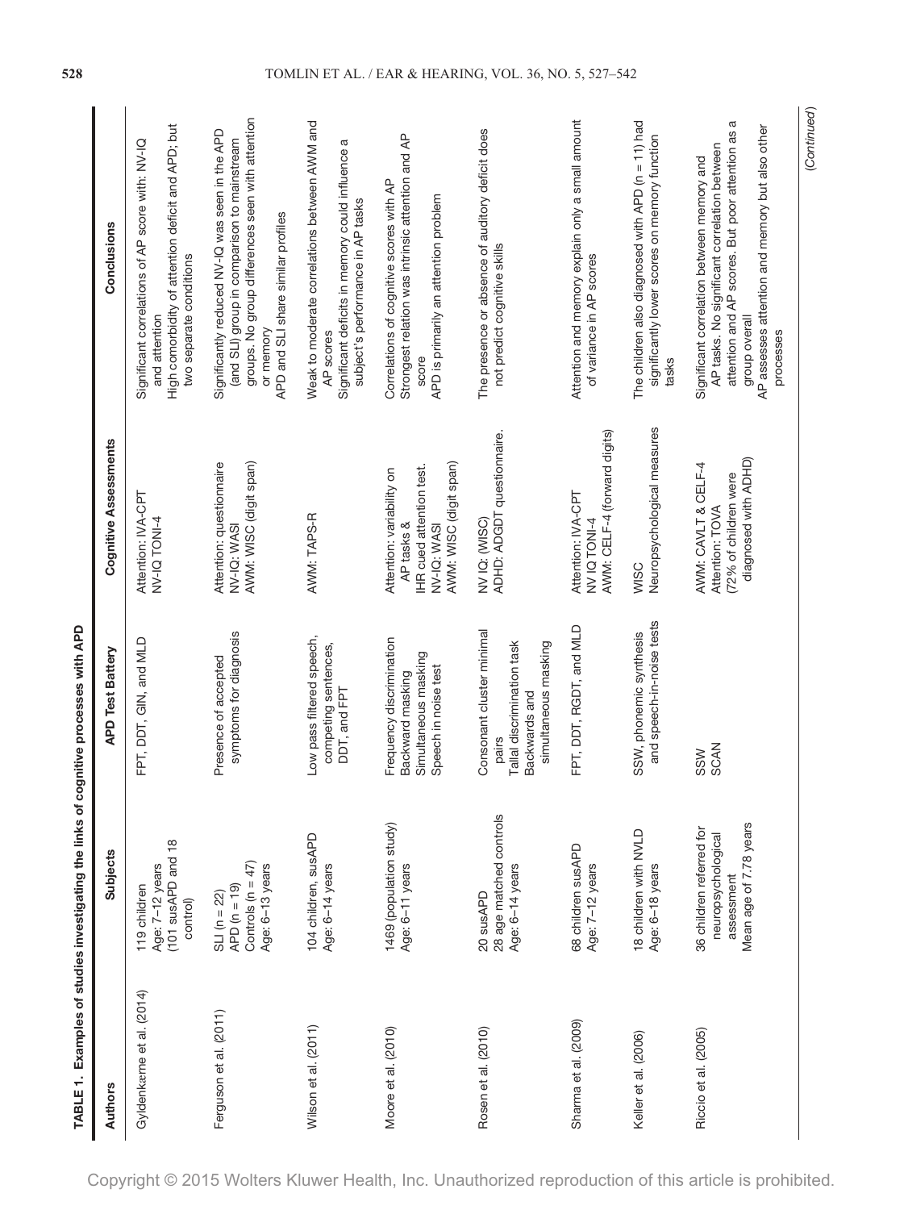**TABLE 1. Examples of studies investigating the links of cognitive processes with APD**

| Authors | Subjects | APD Test Battery | Cognitive Assessments | Conclusions |
|---|---|---|---|---|
| Gyldenkærne et al. (2014) | 119 children<br>Age: 7–12 years<br>(101 susAPD and 18 control) | FPT, DDT, GIN, and MLD | Attention: IVA-CPT<br>NV-IQ TONI-4 | Significant correlations of AP score with: NV-IQ and attention<br>High comorbidity of attention deficit and APD; but two separate conditions |
| Ferguson et al. (2011) | SLI (n = 22)<br>APD (n = 19)<br>Controls (n = 47)<br>Age: 6–13 years | Presence of accepted symptoms for diagnosis | Attention: questionnaire<br>NV-IQ: WASI<br>AWM: WISC (digit span) | Significantly reduced NV-IQ was seen in the APD (and SLI) group in comparison to mainstream groups. No group differences seen with attention or memory<br>APD and SLI share similar profiles |
| Wilson et al. (2011) | 104 children, susAPD<br>Age: 6–14 years | Low pass filtered speech, competing sentences, DDT, and FPT | AWM: TAPS-R | Weak to moderate correlations between AWM and AP scores<br>Significant deficits in memory could influence a subject's performance in AP tasks |
| Moore et al. (2010) | 1469 (population study)<br>Age: 6–11 years | Frequency discrimination<br>Backward masking<br>Simultaneous masking<br>Speech in noise test | Attention: variability on AP tasks &<br>IHR cued attention test.<br>NV-IQ: WASI<br>AWM: WISC (digit span) | Correlations of cognitive scores with AP<br>Strongest relation was intrinsic attention and AP score<br>APD is primarily an attention problem |
| Rosen et al. (2010) | 20 susAPD<br>28 age matched controls<br>Age: 6–14 years | Consonant cluster minimal pairs<br>Tallal discrimination task<br>Backwards and simultaneous masking | NV IQ: (WISC)<br>ADHD: ADGDT questionnaire. | The presence or absence of auditory deficit does not predict cognitive skills |
| Sharma et al. (2009) | 68 children susAPD<br>Age: 7–12 years | FPT, DDT, RGDT, and MLD | Attention: IVA-CPT<br>NV IQ TONI-4<br>AWM: CELF-4 (forward digits) | Attention and memory explain only a small amount of variance in AP scores |
| Keller et al. (2006) | 18 children with NVLD<br>Age: 6–18 years | SSW, phonemic synthesis and speech-in-noise tests | WISC<br>Neuropsychological measures | The children also diagnosed with APD (n = 11) had significantly lower scores on memory function tasks |
| Riccio et al. (2005) | 36 children referred for neuropsychological assessment<br>Mean age of 7.78 years | SSW<br>SCAN | AWM: CAVLT & CELF-4<br>Attention: TOVA<br>(72% of children were diagnosed with ADHD) | Significant correlation between memory and AP tasks. No significant correlation between attention and AP scores. But poor attention as a group overall<br>AP assesses attention and memory but also other processes |

(*Continued*)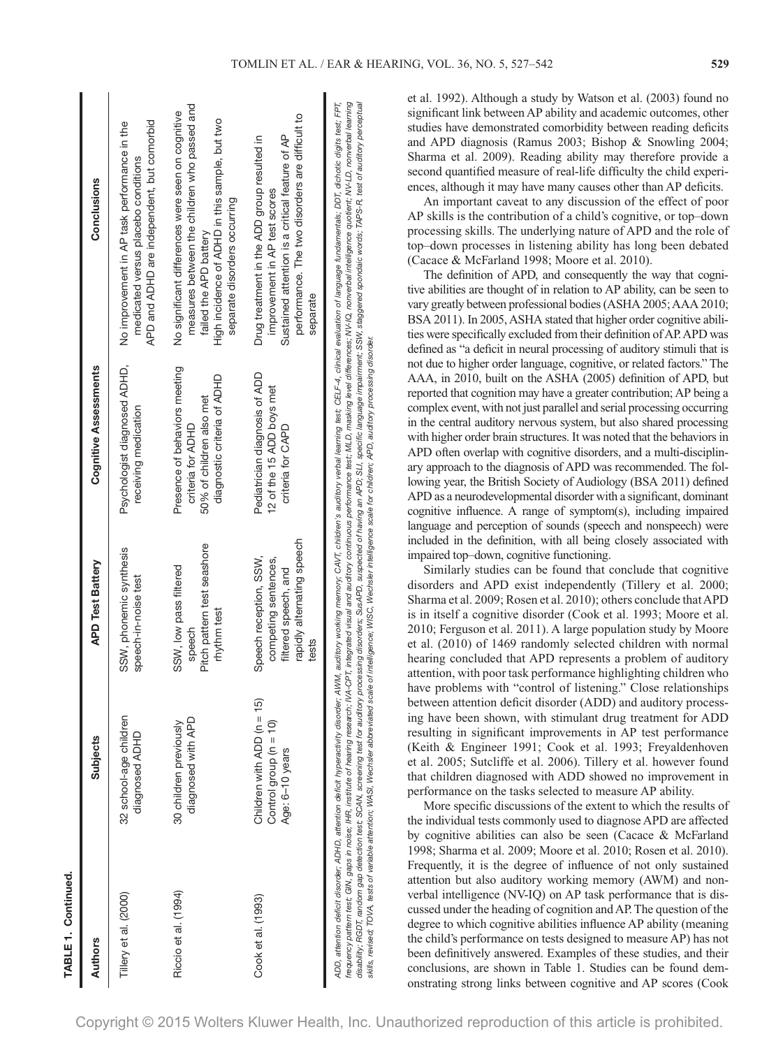**TABLE 1. Continued.**

| Authors | Subjects | APD Test Battery | Cognitive Assessments | Conclusions |
|---|---|---|---|---|
| Tillery et al. (2000) | 32 school-age children diagnosed ADHD | SSW, phonemic synthesis speech-in-noise test | Psychologist diagnosed ADHD, receiving medication | No improvement in AP task performance in the medicated versus placebo conditions<br>APD and ADHD are independent, but comorbid |
| Riccio et al. (1994) | 30 children previously diagnosed with APD | SSW, low pass filtered speech<br>Pitch pattern test seashore rhythm test | Presence of behaviors meeting criteria for ADHD<br>50% of children also met diagnostic criteria of ADHD | No significant differences were seen on cognitive measures between the children who passed and failed the APD battery<br>High incidence of ADHD in this sample, but two separate disorders occurring |
| Cook et al. (1993) | Children with ADD (n = 15)<br>Control group (n = 10)<br>Age: 6–10 years | Speech reception, SSW, competing sentences, filtered speech, and rapidly alternating speech tests | Pediatrician diagnosis of ADD<br>12 of the 15 ADD boys met criteria for CAPD | Drug treatment in the ADD group resulted in improvement in AP test scores<br>Sustained attention is a critical feature of AP performance. The two disorders are difficult to separate |

ADD, attention deficit disorder; ADHD, attention deficit hyperactivity disorder; AWM, auditory working memory; CAVT, children's auditory verbal learning test; CELF-4, clinical evaluation of language fundamentals; DDT, dichotic digits test; FPT, frequency pattern test; GIN, gaps in noise; IHR, institute of hearing research; IVA-CPT, integrated visual and auditory continuous performance test; MLD, masking level differences; NV-IQ, nonverbal intelligence quotient; NV-LD, nonverbal learning disability; RGDT, random gap detection test; SCAN, screening test for auditory processing disorders; SusAPD, suspected of having an APD; SLI, specific language impairment; SSW, staggered spondaic words; TAPS-R, test of auditory perceptual skills, revised; TOVA, tests of variable attention; WASI, Wechsler abbreviated scale of intelligence; WISC, Wechsler intelligence scale for children; APD, auditory processing disorder.

et al. 1992). Although a study by Watson et al. (2003) found no significant link between AP ability and academic outcomes, other studies have demonstrated comorbidity between reading deficits and APD diagnosis (Ramus 2003; Bishop & Snowling 2004; Sharma et al. 2009). Reading ability may therefore provide a second quantified measure of real-life difficulty the child experiences, although it may have many causes other than AP deficits.

An important caveat to any discussion of the effect of poor AP skills is the contribution of a child's cognitive, or top–down processing skills. The underlying nature of APD and the role of top–down processes in listening ability has long been debated (Cacace & McFarland 1998; Moore et al. 2010).

The definition of APD, and consequently the way that cognitive abilities are thought of in relation to AP ability, can be seen to vary greatly between professional bodies (ASHA 2005; AAA 2010; BSA 2011). In 2005, ASHA stated that higher order cognitive abilities were specifically excluded from their definition of AP. APD was defined as "a deficit in neural processing of auditory stimuli that is not due to higher order language, cognitive, or related factors." The AAA, in 2010, built on the ASHA (2005) definition of APD, but reported that cognition may have a greater contribution; AP being a complex event, with not just parallel and serial processing occurring in the central auditory nervous system, but also shared processing with higher order brain structures. It was noted that the behaviors in APD often overlap with cognitive disorders, and a multi-disciplinary approach to the diagnosis of APD was recommended. The following year, the British Society of Audiology (BSA 2011) defined APD as a neurodevelopmental disorder with a significant, dominant cognitive influence. A range of symptom(s), including impaired language and perception of sounds (speech and nonspeech) were included in the definition, with all being closely associated with impaired top–down, cognitive functioning.

Similarly studies can be found that conclude that cognitive disorders and APD exist independently (Tillery et al. 2000; Sharma et al. 2009; Rosen et al. 2010); others conclude that APD is in itself a cognitive disorder (Cook et al. 1993; Moore et al. 2010; Ferguson et al. 2011). A large population study by Moore et al. (2010) of 1469 randomly selected children with normal hearing concluded that APD represents a problem of auditory attention, with poor task performance highlighting children who have problems with "control of listening." Close relationships between attention deficit disorder (ADD) and auditory processing have been shown, with stimulant drug treatment for ADD resulting in significant improvements in AP test performance (Keith & Engineer 1991; Cook et al. 1993; Freyaldenhoven et al. 2005; Sutcliffe et al. 2006). Tillery et al. however found that children diagnosed with ADD showed no improvement in performance on the tasks selected to measure AP ability.

More specific discussions of the extent to which the results of the individual tests commonly used to diagnose APD are affected by cognitive abilities can also be seen (Cacace & McFarland 1998; Sharma et al. 2009; Moore et al. 2010; Rosen et al. 2010). Frequently, it is the degree of influence of not only sustained attention but also auditory working memory (AWM) and nonverbal intelligence (NV-IQ) on AP task performance that is discussed under the heading of cognition and AP. The question of the degree to which cognitive abilities influence AP ability (meaning the child's performance on tests designed to measure AP) has not been definitively answered. Examples of these studies, and their conclusions, are shown in Table 1. Studies can be found demonstrating strong links between cognitive and AP scores (Cook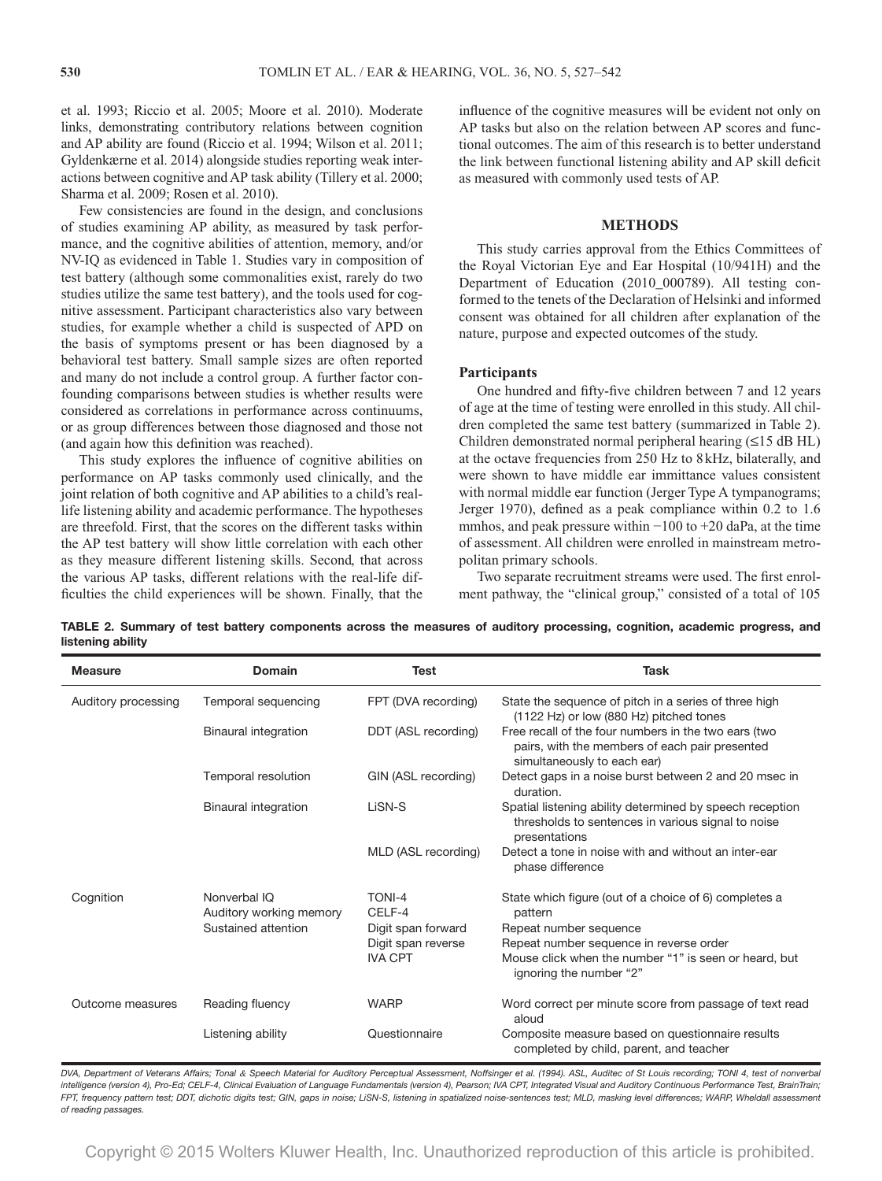et al. 1993; Riccio et al. 2005; Moore et al. 2010). Moderate links, demonstrating contributory relations between cognition and AP ability are found (Riccio et al. 1994; Wilson et al. 2011; Gyldenkærne et al. 2014) alongside studies reporting weak interactions between cognitive and AP task ability (Tillery et al. 2000; Sharma et al. 2009; Rosen et al. 2010).

Few consistencies are found in the design, and conclusions of studies examining AP ability, as measured by task performance, and the cognitive abilities of attention, memory, and/or NV-IQ as evidenced in Table 1. Studies vary in composition of test battery (although some commonalities exist, rarely do two studies utilize the same test battery), and the tools used for cognitive assessment. Participant characteristics also vary between studies, for example whether a child is suspected of APD on the basis of symptoms present or has been diagnosed by a behavioral test battery. Small sample sizes are often reported and many do not include a control group. A further factor confounding comparisons between studies is whether results were considered as correlations in performance across continuums, or as group differences between those diagnosed and those not (and again how this definition was reached).

This study explores the influence of cognitive abilities on performance on AP tasks commonly used clinically, and the joint relation of both cognitive and AP abilities to a child's real-life listening ability and academic performance. The hypotheses are threefold. First, that the scores on the different tasks within the AP test battery will show little correlation with each other as they measure different listening skills. Second, that across the various AP tasks, different relations with the real-life difficulties the child experiences will be shown. Finally, that the influence of the cognitive measures will be evident not only on AP tasks but also on the relation between AP scores and functional outcomes. The aim of this research is to better understand the link between functional listening ability and AP skill deficit as measured with commonly used tests of AP.

## METHODS

This study carries approval from the Ethics Committees of the Royal Victorian Eye and Ear Hospital (10/941H) and the Department of Education (2010_000789). All testing conformed to the tenets of the Declaration of Helsinki and informed consent was obtained for all children after explanation of the nature, purpose and expected outcomes of the study.

### Participants

One hundred and fifty-five children between 7 and 12 years of age at the time of testing were enrolled in this study. All children completed the same test battery (summarized in Table 2). Children demonstrated normal peripheral hearing (≤15 dB HL) at the octave frequencies from 250 Hz to 8 kHz, bilaterally, and were shown to have middle ear immittance values consistent with normal middle ear function (Jerger Type A tympanograms; Jerger 1970), defined as a peak compliance within 0.2 to 1.6 mmhos, and peak pressure within −100 to +20 daPa, at the time of assessment. All children were enrolled in mainstream metropolitan primary schools.

Two separate recruitment streams were used. The first enrolment pathway, the "clinical group," consisted of a total of 105

**TABLE 2. Summary of test battery components across the measures of auditory processing, cognition, academic progress, and listening ability**

| Measure | Domain | Test | Task |
|---|---|---|---|
| Auditory processing | Temporal sequencing | FPT (DVA recording) | State the sequence of pitch in a series of three high (1122 Hz) or low (880 Hz) pitched tones |
| | Binaural integration | DDT (ASL recording) | Free recall of the four numbers in the two ears (two pairs, with the members of each pair presented simultaneously to each ear) |
| | Temporal resolution | GIN (ASL recording) | Detect gaps in a noise burst between 2 and 20 msec in duration. |
| | Binaural integration | LiSN-S | Spatial listening ability determined by speech reception thresholds to sentences in various signal to noise presentations |
| | | MLD (ASL recording) | Detect a tone in noise with and without an inter-ear phase difference |
| Cognition | Nonverbal IQ | TONI-4 | State which figure (out of a choice of 6) completes a pattern |
| | Auditory working memory | CELF-4 | |
| | | Digit span forward | Repeat number sequence |
| | | Digit span reverse | Repeat number sequence in reverse order |
| | Sustained attention | IVA CPT | Mouse click when the number "1" is seen or heard, but ignoring the number "2" |
| Outcome measures | Reading fluency | WARP | Word correct per minute score from passage of text read aloud |
| | Listening ability | Questionnaire | Composite measure based on questionnaire results completed by child, parent, and teacher |

*DVA, Department of Veterans Affairs; Tonal & Speech Material for Auditory Perceptual Assessment, Noffsinger et al. (1994). ASL, Auditec of St Louis recording; TONI 4, test of nonverbal intelligence (version 4), Pro-Ed; CELF-4, Clinical Evaluation of Language Fundamentals (version 4), Pearson; IVA CPT, Integrated Visual and Auditory Continuous Performance Test, BrainTrain; FPT, frequency pattern test; DDT, dichotic digits test; GIN, gaps in noise; LiSN-S, listening in spatialized noise-sentences test; MLD, masking level differences; WARP, Wheldall assessment of reading passages.*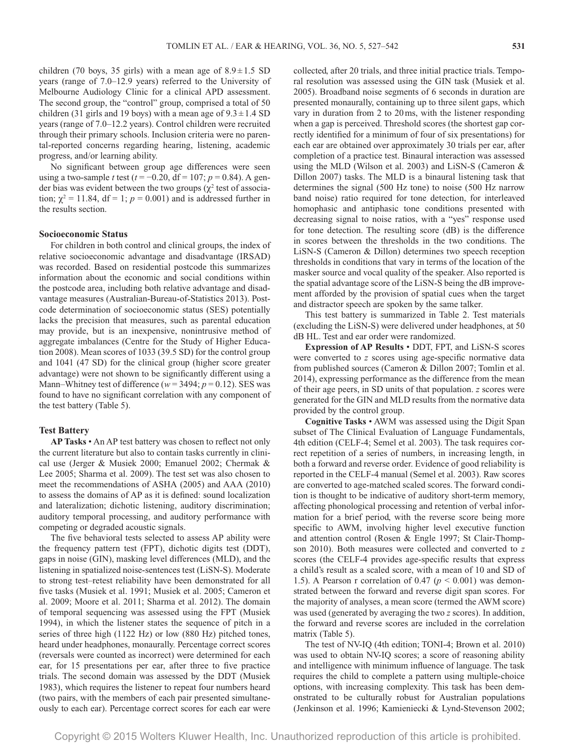children (70 boys, 35 girls) with a mean age of 8.9 ± 1.5 SD years (range of 7.0–12.9 years) referred to the University of Melbourne Audiology Clinic for a clinical APD assessment. The second group, the "control" group, comprised a total of 50 children (31 girls and 19 boys) with a mean age of 9.3 ± 1.4 SD years (range of 7.0–12.2 years). Control children were recruited through their primary schools. Inclusion criteria were no parental-reported concerns regarding hearing, listening, academic progress, and/or learning ability.

No significant between group age differences were seen using a two-sample *t* test ($t = -0.20$, df = 107; $p = 0.84$). A gender bias was evident between the two groups ($\chi^2$ test of association; $\chi^2 = 11.84$, df = 1; $p = 0.001$) and is addressed further in the results section.

### Socioeconomic Status

For children in both control and clinical groups, the index of relative socioeconomic advantage and disadvantage (IRSAD) was recorded. Based on residential postcode this summarizes information about the economic and social conditions within the postcode area, including both relative advantage and disadvantage measures (Australian-Bureau-of-Statistics 2013). Postcode determination of socioeconomic status (SES) potentially lacks the precision that measures, such as parental education may provide, but is an inexpensive, nonintrusive method of aggregate imbalances (Centre for the Study of Higher Education 2008). Mean scores of 1033 (39.5 SD) for the control group and 1041 (47 SD) for the clinical group (higher score greater advantage) were not shown to be significantly different using a Mann–Whitney test of difference ($w = 3494$; $p = 0.12$). SES was found to have no significant correlation with any component of the test battery (Table 5).

### Test Battery

**AP Tasks** • An AP test battery was chosen to reflect not only the current literature but also to contain tasks currently in clinical use (Jerger & Musiek 2000; Emanuel 2002; Chermak & Lee 2005; Sharma et al. 2009). The test set was also chosen to meet the recommendations of ASHA (2005) and AAA (2010) to assess the domains of AP as it is defined: sound localization and lateralization; dichotic listening, auditory discrimination; auditory temporal processing, and auditory performance with competing or degraded acoustic signals.

The five behavioral tests selected to assess AP ability were the frequency pattern test (FPT), dichotic digits test (DDT), gaps in noise (GIN), masking level differences (MLD), and the listening in spatialized noise-sentences test (LiSN-S). Moderate to strong test–retest reliability have been demonstrated for all five tasks (Musiek et al. 1991; Musiek et al. 2005; Cameron et al. 2009; Moore et al. 2011; Sharma et al. 2012). The domain of temporal sequencing was assessed using the FPT (Musiek 1994), in which the listener states the sequence of pitch in a series of three high (1122 Hz) or low (880 Hz) pitched tones, heard under headphones, monaurally. Percentage correct scores (reversals were counted as incorrect) were determined for each ear, for 15 presentations per ear, after three to five practice trials. The second domain was assessed by the DDT (Musiek 1983), which requires the listener to repeat four numbers heard (two pairs, with the members of each pair presented simultaneously to each ear). Percentage correct scores for each ear were collected, after 20 trials, and three initial practice trials. Temporal resolution was assessed using the GIN task (Musiek et al. 2005). Broadband noise segments of 6 seconds in duration are presented monaurally, containing up to three silent gaps, which vary in duration from 2 to 20 ms, with the listener responding when a gap is perceived. Threshold scores (the shortest gap correctly identified for a minimum of four of six presentations) for each ear are obtained over approximately 30 trials per ear, after completion of a practice test. Binaural interaction was assessed using the MLD (Wilson et al. 2003) and LiSN-S (Cameron & Dillon 2007) tasks. The MLD is a binaural listening task that determines the signal (500 Hz tone) to noise (500 Hz narrow band noise) ratio required for tone detection, for interleaved homophasic and antiphasic tone conditions presented with decreasing signal to noise ratios, with a "yes" response used for tone detection. The resulting score (dB) is the difference in scores between the thresholds in the two conditions. The LiSN-S (Cameron & Dillon) determines two speech reception thresholds in conditions that vary in terms of the location of the masker source and vocal quality of the speaker. Also reported is the spatial advantage score of the LiSN-S being the dB improvement afforded by the provision of spatial cues when the target and distractor speech are spoken by the same talker.

This test battery is summarized in Table 2. Test materials (excluding the LiSN-S) were delivered under headphones, at 50 dB HL. Test and ear order were randomized.

**Expression of AP Results** • DDT, FPT, and LiSN-S scores were converted to *z* scores using age-specific normative data from published sources (Cameron & Dillon 2007; Tomlin et al. 2014), expressing performance as the difference from the mean of their age peers, in SD units of that population. *z* scores were generated for the GIN and MLD results from the normative data provided by the control group.

**Cognitive Tasks** • AWM was assessed using the Digit Span subset of The Clinical Evaluation of Language Fundamentals, 4th edition (CELF-4; Semel et al. 2003). The task requires correct repetition of a series of numbers, in increasing length, in both a forward and reverse order. Evidence of good reliability is reported in the CELF-4 manual (Semel et al. 2003). Raw scores are converted to age-matched scaled scores. The forward condition is thought to be indicative of auditory short-term memory, affecting phonological processing and retention of verbal information for a brief period, with the reverse score being more specific to AWM, involving higher level executive function and attention control (Rosen & Engle 1997; St Clair-Thompson 2010). Both measures were collected and converted to *z* scores (the CELF-4 provides age-specific results that express a child's result as a scaled score, with a mean of 10 and SD of 1.5). A Pearson r correlation of 0.47 ($p < 0.001$) was demonstrated between the forward and reverse digit span scores. For the majority of analyses, a mean score (termed the AWM score) was used (generated by averaging the two *z* scores). In addition, the forward and reverse scores are included in the correlation matrix (Table 5).

The test of NV-IQ (4th edition; TONI-4; Brown et al. 2010) was used to obtain NV-IQ scores; a score of reasoning ability and intelligence with minimum influence of language. The task requires the child to complete a pattern using multiple-choice options, with increasing complexity. This task has been demonstrated to be culturally robust for Australian populations (Jenkinson et al. 1996; Kamieniecki & Lynd-Stevenson 2002;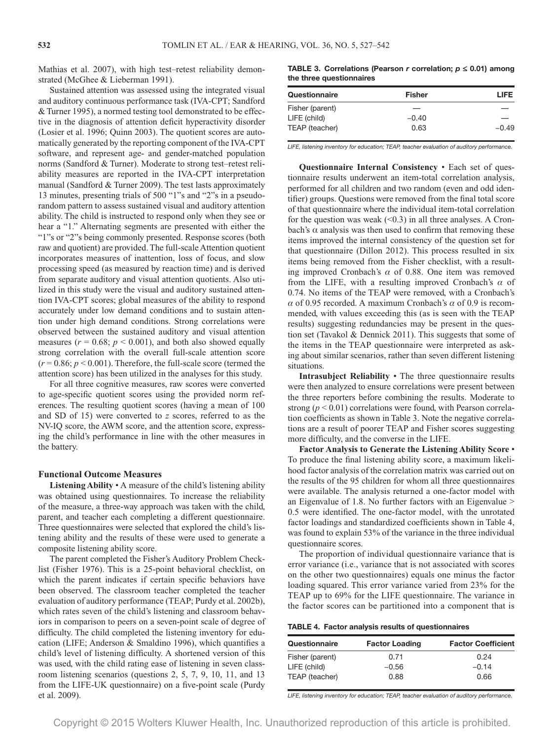Mathias et al. 2007), with high test–retest reliability demonstrated (McGhee & Lieberman 1991).

Sustained attention was assessed using the integrated visual and auditory continuous performance task (IVA-CPT; Sandford & Turner 1995), a normed testing tool demonstrated to be effective in the diagnosis of attention deficit hyperactivity disorder (Losier et al. 1996; Quinn 2003). The quotient scores are automatically generated by the reporting component of the IVA-CPT software, and represent age- and gender-matched population norms (Sandford & Turner). Moderate to strong test–retest reliability measures are reported in the IVA-CPT interpretation manual (Sandford & Turner 2009). The test lasts approximately 13 minutes, presenting trials of 500 "1"s and "2"s in a pseudorandom pattern to assess sustained visual and auditory attention ability. The child is instructed to respond only when they see or hear a "1." Alternating segments are presented with either the "1"s or "2"s being commonly presented. Response scores (both raw and quotient) are provided. The full-scale Attention quotient incorporates measures of inattention, loss of focus, and slow processing speed (as measured by reaction time) and is derived from separate auditory and visual attention quotients. Also utilized in this study were the visual and auditory sustained attention IVA-CPT scores; global measures of the ability to respond accurately under low demand conditions and to sustain attention under high demand conditions. Strong correlations were observed between the sustained auditory and visual attention measures ($r = 0.68$; $p < 0.001$), and both also showed equally strong correlation with the overall full-scale attention score ($r = 0.86$; $p < 0.001$). Therefore, the full-scale score (termed the attention score) has been utilized in the analyses for this study.

For all three cognitive measures, raw scores were converted to age-specific quotient scores using the provided norm references. The resulting quotient scores (having a mean of 100 and SD of 15) were converted to $z$ scores, referred to as the NV-IQ score, the AWM score, and the attention score, expressing the child's performance in line with the other measures in the battery.

## Functional Outcome Measures

**Listening Ability** • A measure of the child's listening ability was obtained using questionnaires. To increase the reliability of the measure, a three-way approach was taken with the child, parent, and teacher each completing a different questionnaire. Three questionnaires were selected that explored the child's listening ability and the results of these were used to generate a composite listening ability score.

The parent completed the Fisher's Auditory Problem Checklist (Fisher 1976). This is a 25-point behavioral checklist, on which the parent indicates if certain specific behaviors have been observed. The classroom teacher completed the teacher evaluation of auditory performance (TEAP; Purdy et al. 2002b), which rates seven of the child's listening and classroom behaviors in comparison to peers on a seven-point scale of degree of difficulty. The child completed the listening inventory for education (LIFE; Anderson & Smaldino 1996), which quantifies a child's level of listening difficulty. A shortened version of this was used, with the child rating ease of listening in seven classroom listening scenarios (questions 2, 5, 7, 9, 10, 11, and 13 from the LIFE-UK questionnaire) on a five-point scale (Purdy et al. 2009).

**TABLE 3. Correlations (Pearson $r$ correlation; $p \leq 0.01$) among the three questionnaires**

| Questionnaire | Fisher | LIFE |
|---|---|---|
| Fisher (parent) | — | — |
| LIFE (child) | −0.40 | — |
| TEAP (teacher) | 0.63 | −0.49 |

*LIFE, listening inventory for education; TEAP, teacher evaluation of auditory performance.*

**Questionnaire Internal Consistency** • Each set of questionnaire results underwent an item-total correlation analysis, performed for all children and two random (even and odd identifier) groups. Questions were removed from the final total score of that questionnaire where the individual item-total correlation for the question was weak (<0.3) in all three analyses. A Cronbach's α analysis was then used to confirm that removing these items improved the internal consistency of the question set for that questionnaire (Dillon 2012). This process resulted in six items being removed from the Fisher checklist, with a resulting improved Cronbach's $\alpha$ of 0.88. One item was removed from the LIFE, with a resulting improved Cronbach's $\alpha$ of 0.74. No items of the TEAP were removed, with a Cronbach's $\alpha$ of 0.95 recorded. A maximum Cronbach's $\alpha$ of 0.9 is recommended, with values exceeding this (as is seen with the TEAP results) suggesting redundancies may be present in the question set (Tavakol & Dennick 2011). This suggests that some of the items in the TEAP questionnaire were interpreted as asking about similar scenarios, rather than seven different listening situations.

**Intrasubject Reliability** • The three questionnaire results were then analyzed to ensure correlations were present between the three reporters before combining the results. Moderate to strong ($p < 0.01$) correlations were found, with Pearson correlation coefficients as shown in Table 3. Note the negative correlations are a result of poorer TEAP and Fisher scores suggesting more difficulty, and the converse in the LIFE.

**Factor Analysis to Generate the Listening Ability Score** • To produce the final listening ability score, a maximum likelihood factor analysis of the correlation matrix was carried out on the results of the 95 children for whom all three questionnaires were available. The analysis returned a one-factor model with an Eigenvalue of 1.8. No further factors with an Eigenvalue > 0.5 were identified. The one-factor model, with the unrotated factor loadings and standardized coefficients shown in Table 4, was found to explain 53% of the variance in the three individual questionnaire scores.

The proportion of individual questionnaire variance that is error variance (i.e., variance that is not associated with scores on the other two questionnaires) equals one minus the factor loading squared. This error variance varied from 23% for the TEAP up to 69% for the LIFE questionnaire. The variance in the factor scores can be partitioned into a component that is

**TABLE 4. Factor analysis results of questionnaires**

| Questionnaire | Factor Loading | Factor Coefficient |
|---|---|---|
| Fisher (parent) | 0.71 | 0.24 |
| LIFE (child) | −0.56 | −0.14 |
| TEAP (teacher) | 0.88 | 0.66 |

*LIFE, listening inventory for education; TEAP, teacher evaluation of auditory performance.*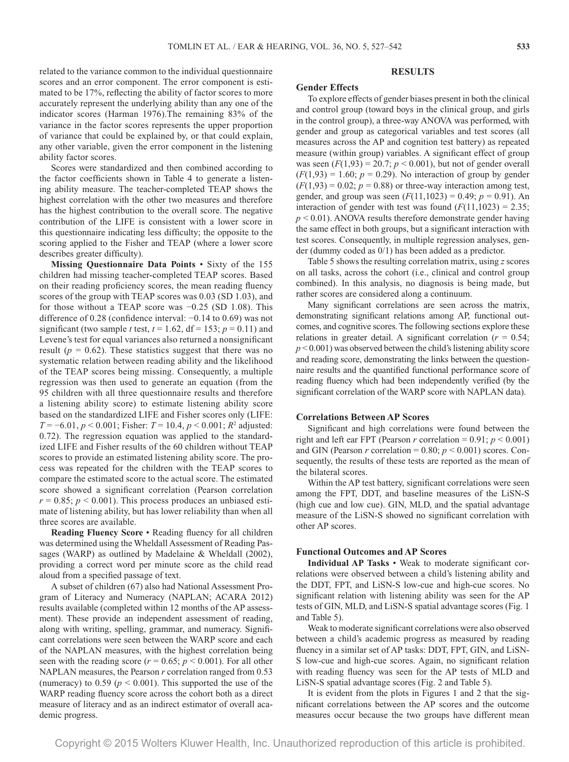related to the variance common to the individual questionnaire scores and an error component. The error component is estimated to be 17%, reflecting the ability of factor scores to more accurately represent the underlying ability than any one of the indicator scores (Harman 1976).The remaining 83% of the variance in the factor scores represents the upper proportion of variance that could be explained by, or that could explain, any other variable, given the error component in the listening ability factor scores.

Scores were standardized and then combined according to the factor coefficients shown in Table 4 to generate a listening ability measure. The teacher-completed TEAP shows the highest correlation with the other two measures and therefore has the highest contribution to the overall score. The negative contribution of the LIFE is consistent with a lower score in this questionnaire indicating less difficulty; the opposite to the scoring applied to the Fisher and TEAP (where a lower score describes greater difficulty).

**Missing Questionnaire Data Points** • Sixty of the 155 children had missing teacher-completed TEAP scores. Based on their reading proficiency scores, the mean reading fluency scores of the group with TEAP scores was 0.03 (SD 1.03), and for those without a TEAP score was −0.25 (SD 1.08). This difference of 0.28 (confidence interval: −0.14 to 0.69) was not significant (two sample *t* test, $t = 1.62$, df = 153; $p = 0.11$) and Levene's test for equal variances also returned a nonsignificant result ($p = 0.62$). These statistics suggest that there was no systematic relation between reading ability and the likelihood of the TEAP scores being missing. Consequently, a multiple regression was then used to generate an equation (from the 95 children with all three questionnaire results and therefore a listening ability score) to estimate listening ability score based on the standardized LIFE and Fisher scores only (LIFE: $T = -6.01$, $p < 0.001$; Fisher: $T = 10.4$, $p < 0.001$; $R^2$ adjusted: 0.72). The regression equation was applied to the standardized LIFE and Fisher results of the 60 children without TEAP scores to provide an estimated listening ability score. The process was repeated for the children with the TEAP scores to compare the estimated score to the actual score. The estimated score showed a significant correlation (Pearson correlation $r = 0.85$; $p < 0.001$). This process produces an unbiased estimate of listening ability, but has lower reliability than when all three scores are available.

**Reading Fluency Score** • Reading fluency for all children was determined using the Wheldall Assessment of Reading Passages (WARP) as outlined by Madelaine & Wheldall (2002), providing a correct word per minute score as the child read aloud from a specified passage of text.

A subset of children (67) also had National Assessment Program of Literacy and Numeracy (NAPLAN; ACARA 2012) results available (completed within 12 months of the AP assessment). These provide an independent assessment of reading, along with writing, spelling, grammar, and numeracy. Significant correlations were seen between the WARP score and each of the NAPLAN measures, with the highest correlation being seen with the reading score ($r = 0.65$; $p < 0.001$). For all other NAPLAN measures, the Pearson *r* correlation ranged from 0.53 (numeracy) to 0.59 ($p < 0.001$). This supported the use of the WARP reading fluency score across the cohort both as a direct measure of literacy and as an indirect estimator of overall academic progress.

## RESULTS

### Gender Effects

To explore effects of gender biases present in both the clinical and control group (toward boys in the clinical group, and girls in the control group), a three-way ANOVA was performed, with gender and group as categorical variables and test scores (all measures across the AP and cognition test battery) as repeated measure (within group) variables. A significant effect of group was seen ($F(1,93) = 20.7$; $p < 0.001$), but not of gender overall ($F(1,93) = 1.60$; $p = 0.29$). No interaction of group by gender ($F(1,93) = 0.02$; $p = 0.88$) or three-way interaction among test, gender, and group was seen ($F(11,1023) = 0.49$; $p = 0.91$). An interaction of gender with test was found ($F(11,1023) = 2.35$; $p < 0.01$). ANOVA results therefore demonstrate gender having the same effect in both groups, but a significant interaction with test scores. Consequently, in multiple regression analyses, gender (dummy coded as 0/1) has been added as a predictor.

Table 5 shows the resulting correlation matrix, using *z* scores on all tasks, across the cohort (i.e., clinical and control group combined). In this analysis, no diagnosis is being made, but rather scores are considered along a continuum.

Many significant correlations are seen across the matrix, demonstrating significant relations among AP, functional outcomes, and cognitive scores. The following sections explore these relations in greater detail. A significant correlation ($r = 0.54$; $p < 0.001$) was observed between the child's listening ability score and reading score, demonstrating the links between the questionnaire results and the quantified functional performance score of reading fluency which had been independently verified (by the significant correlation of the WARP score with NAPLAN data).

### Correlations Between AP Scores

Significant and high correlations were found between the right and left ear FPT (Pearson *r* correlation = 0.91; $p < 0.001$) and GIN (Pearson *r* correlation = 0.80; $p < 0.001$) scores. Consequently, the results of these tests are reported as the mean of the bilateral scores.

Within the AP test battery, significant correlations were seen among the FPT, DDT, and baseline measures of the LiSN-S (high cue and low cue). GIN, MLD, and the spatial advantage measure of the LiSN-S showed no significant correlation with other AP scores.

### Functional Outcomes and AP Scores

**Individual AP Tasks** • Weak to moderate significant correlations were observed between a child's listening ability and the DDT, FPT, and LiSN-S low-cue and high-cue scores. No significant relation with listening ability was seen for the AP tests of GIN, MLD, and LiSN-S spatial advantage scores (Fig. 1 and Table 5).

Weak to moderate significant correlations were also observed between a child's academic progress as measured by reading fluency in a similar set of AP tasks: DDT, FPT, GIN, and LiSN-S low-cue and high-cue scores. Again, no significant relation with reading fluency was seen for the AP tests of MLD and LiSN-S spatial advantage scores (Fig. 2 and Table 5).

It is evident from the plots in Figures 1 and 2 that the significant correlations between the AP scores and the outcome measures occur because the two groups have different mean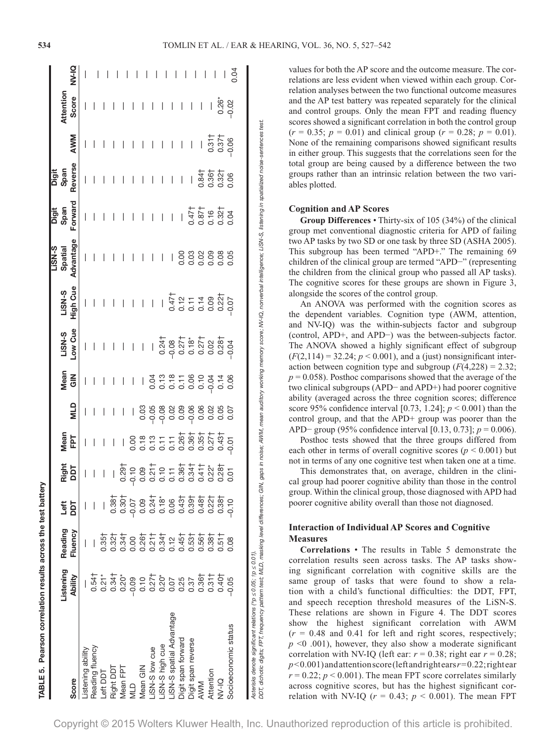**TABLE 5. Pearson correlation results across the test battery**

| Score | Listening Ability | Reading Fluency | Left DDT | Right DDT | Mean FPT | MLD | Mean GIN | LiSN-S Low Cue | LiSN-S High Cue | LiSN-S Spatial Advantage | Digit Span Forward | Digit Span Reverse | AWM | Attention Score | NV-IQ |
|---|---|---|---|---|---|---|---|---|---|---|---|---|---|---|---|
| Listening ability | — | | | | | | | | | | | | | | |
| Reading fluency | 0.54† | — | | | | | | | | | | | | | |
| Left DDT | 0.21* | 0.35† | — | | | | | | | | | | | | |
| Right DDT | 0.34† | 0.32† | 0.38† | — | | | | | | | | | | | |
| Mean FPT | 0.20* | 0.34† | 0.30† | 0.29† | — | | | | | | | | | | |
| MLD | −0.09 | 0.00 | −0.07 | −0.10 | 0.00 | — | | | | | | | | | |
| Mean GIN | 0.10 | 0.26† | 0.09 | 0.09 | 0.18 | 0.03 | — | | | | | | | | |
| LiSN-S low cue | 0.27† | 0.21† | 0.24† | 0.21† | 0.13 | −0.05 | 0.04 | — | | | | | | | |
| LiSN-S high cue | 0.20* | 0.34† | 0.18* | 0.10 | 0.11 | −0.08 | 0.13 | 0.24† | — | | | | | | |
| LiSN-S spatial Advantage | 0.07 | 0.12 | 0.06 | 0.11 | 0.11 | 0.02 | 0.18 | −0.08 | 0.47† | — | | | | | |
| Digit span forward | 0.25 | 0.45† | 0.43† | 0.36† | 0.26† | 0.09 | 0.11 | 0.27† | 0.12 | 0.00 | — | | | | |
| Digit span reverse | 0.37 | 0.53† | 0.39† | 0.34† | 0.36† | −0.06 | 0.06 | 0.18* | 0.11 | 0.03 | 0.47† | — | | | |
| AWM | 0.36† | 0.56† | 0.48† | 0.41† | 0.35† | 0.06 | 0.10 | 0.27† | 0.14 | 0.02 | 0.87† | 0.84† | — | | |
| Attention | 0.31† | 0.38† | 0.22† | 0.22* | 0.27† | 0.02 | −0.04 | 0.02 | 0.09 | 0.09 | 0.16 | 0.36† | 0.31† | — | |
| NV-IQ | 0.40† | 0.51† | 0.38† | 0.28† | 0.43† | 0.05 | 0.14 | 0.28† | 0.22† | 0.08 | 0.32† | 0.32† | 0.37† | 0.26* | — |
| Socioeconomic status | −0.05 | 0.08 | −0.10 | 0.01 | −0.01 | 0.07 | 0.06 | −0.04 | −0.07 | 0.05 | 0.04 | 0.06 | −0.06 | −0.02 | 0.04 |

*Asterisks denote significant relations (\*p ≤ 0.05; †p ≤ 0.01).*

*DDT, dichotic digits; FPT, frequency pattern test; MLD, masking level differences; GIN, gaps in noise; AWM, mean auditory working memory score; NV-IQ, nonverbal intelligence; LiSN-S, listening in spatialized noise-sentences test.*

values for both the AP score and the outcome measure. The correlations are less evident when viewed within each group. Correlation analyses between the two functional outcome measures and the AP test battery was repeated separately for the clinical and control groups. Only the mean FPT and reading fluency scores showed a significant correlation in both the control group ($r = 0.35$; $p = 0.01$) and clinical group ($r = 0.28$; $p = 0.01$). None of the remaining comparisons showed significant results in either group. This suggests that the correlations seen for the total group are being caused by a difference between the two groups rather than an intrinsic relation between the two variables plotted.

### Cognition and AP Scores

**Group Differences** • Thirty-six of 105 (34%) of the clinical group met conventional diagnostic criteria for APD of failing two AP tasks by two SD or one task by three SD (ASHA 2005). This subgroup has been termed "APD+." The remaining 69 children of the clinical group are termed "APD−" (representing the children from the clinical group who passed all AP tasks). The cognitive scores for these groups are shown in Figure 3, alongside the scores of the control group.

An ANOVA was performed with the cognition scores as the dependent variables. Cognition type (AWM, attention, and NV-IQ) was the within-subjects factor and subgroup (control, APD+, and APD−) was the between-subjects factor. The ANOVA showed a highly significant effect of subgroup ($F(2,114) = 32.24$; $p < 0.001$), and a (just) nonsignificant interaction between cognition type and subgroup ($F(4,228) = 2.32$; $p = 0.058$). Posthoc comparisons showed that the average of the two clinical subgroups (APD− and APD+) had poorer cognitive ability (averaged across the three cognition scores; difference score 95% confidence interval [0.73, 1.24]; $p < 0.001$) than the control group, and that the APD+ group was poorer than the APD− group (95% confidence interval [0.13, 0.73]; $p = 0.006$).

Posthoc tests showed that the three groups differed from each other in terms of overall cognitive scores ($p < 0.001$) but not in terms of any one cognitive test when taken one at a time.

This demonstrates that, on average, children in the clinical group had poorer cognitive ability than those in the control group. Within the clinical group, those diagnosed with APD had poorer cognitive ability overall than those not diagnosed.

### Interaction of Individual AP Scores and Cognitive Measures

**Correlations** • The results in Table 5 demonstrate the correlation results seen across tasks. The AP tasks showing significant correlation with cognitive skills are the same group of tasks that were found to show a relation with a child's functional difficulties: the DDT, FPT, and speech reception threshold measures of the LiSN-S. These relations are shown in Figure 4. The DDT scores show the highest significant correlation with AWM ($r = 0.48$ and 0.41 for left and right scores, respectively; $p < 0.001$), however, they also show a moderate significant correlation with NV-IQ (left ear: $r = 0.38$; right ear $r = 0.28$; $p < 0.001$) and attention score (left and right ears $r = 0.22$; right ear $r = 0.22$; $p < 0.001$). The mean FPT score correlates similarly across cognitive scores, but has the highest significant correlation with NV-IQ ($r = 0.43$; $p < 0.001$). The mean FPT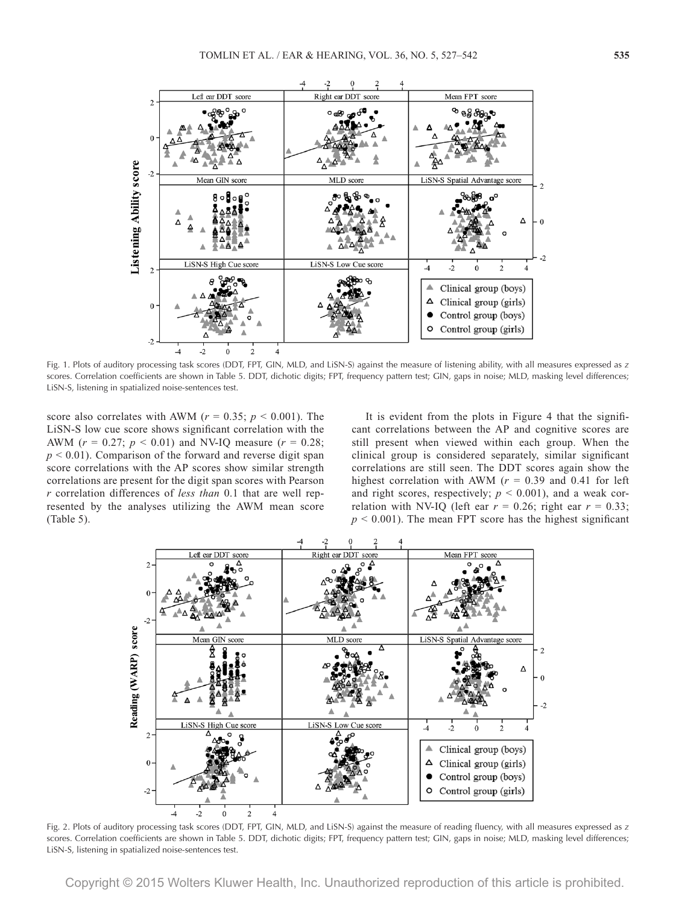Fig. 1. Plots of auditory processing task scores (DDT, FPT, GIN, MLD, and LiSN-S) against the measure of listening ability, with all measures expressed as *z* scores. Correlation coefficients are shown in Table 5. DDT, dichotic digits; FPT, frequency pattern test; GIN, gaps in noise; MLD, masking level differences; LiSN-S, listening in spatialized noise-sentences test.

score also correlates with AWM ($r = 0.35$; $p < 0.001$). The LiSN-S low cue score shows significant correlation with the AWM ($r = 0.27$; $p < 0.01$) and NV-IQ measure ($r = 0.28$; $p < 0.01$). Comparison of the forward and reverse digit span score correlations with the AP scores show similar strength correlations are present for the digit span scores with Pearson *r* correlation differences of *less than* 0.1 that are well represented by the analyses utilizing the AWM mean score (Table 5).

It is evident from the plots in Figure 4 that the significant correlations between the AP and cognitive scores are still present when viewed within each group. When the clinical group is considered separately, similar significant correlations are still seen. The DDT scores again show the highest correlation with AWM ($r = 0.39$ and 0.41 for left and right scores, respectively; $p < 0.001$), and a weak correlation with NV-IQ (left ear $r = 0.26$; right ear $r = 0.33$; $p < 0.001$). The mean FPT score has the highest significant

Fig. 2. Plots of auditory processing task scores (DDT, FPT, GIN, MLD, and LiSN-S) against the measure of reading fluency, with all measures expressed as *z* scores. Correlation coefficients are shown in Table 5. DDT, dichotic digits; FPT, frequency pattern test; GIN, gaps in noise; MLD, masking level differences; LiSN-S, listening in spatialized noise-sentences test.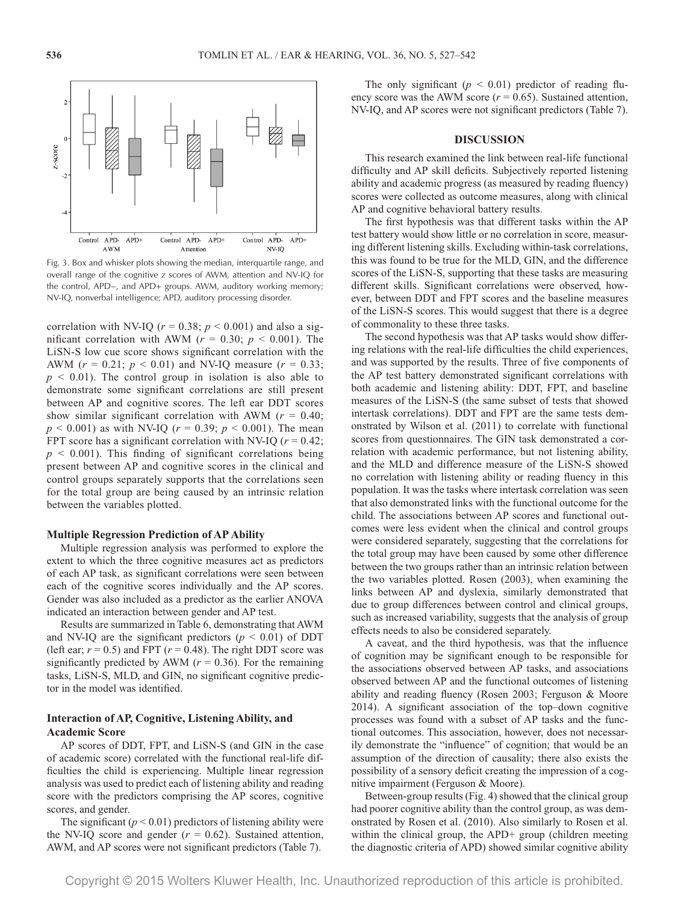Fig. 3. Box and whisker plots showing the median, interquartile range, and overall range of the cognitive z scores of AWM, attention and NV-IQ for the control, APD−, and APD+ groups. AWM, auditory working memory; NV-IQ, nonverbal intelligence; APD, auditory processing disorder.

correlation with NV-IQ ($r = 0.38$; $p < 0.001$) and also a significant correlation with AWM ($r = 0.30$; $p < 0.001$). The LiSN-S low cue score shows significant correlation with the AWM ($r = 0.21$; $p < 0.01$) and NV-IQ measure ($r = 0.33$; $p < 0.01$). The control group in isolation is also able to demonstrate some significant correlations are still present between AP and cognitive scores. The left ear DDT scores show similar significant correlation with AWM ($r = 0.40$; $p < 0.001$) as with NV-IQ ($r = 0.39$; $p < 0.001$). The mean FPT score has a significant correlation with NV-IQ ($r = 0.42$; $p < 0.001$). This finding of significant correlations being present between AP and cognitive scores in the clinical and control groups separately supports that the correlations seen for the total group are being caused by an intrinsic relation between the variables plotted.

### Multiple Regression Prediction of AP Ability

Multiple regression analysis was performed to explore the extent to which the three cognitive measures act as predictors of each AP task, as significant correlations were seen between each of the cognitive scores individually and the AP scores. Gender was also included as a predictor as the earlier ANOVA indicated an interaction between gender and AP test.

Results are summarized in Table 6, demonstrating that AWM and NV-IQ are the significant predictors ($p < 0.01$) of DDT (left ear; $r = 0.5$) and FPT ($r = 0.48$). The right DDT score was significantly predicted by AWM ($r = 0.36$). For the remaining tasks, LiSN-S, MLD, and GIN, no significant cognitive predictor in the model was identified.

### Interaction of AP, Cognitive, Listening Ability, and Academic Score

AP scores of DDT, FPT, and LiSN-S (and GIN in the case of academic score) correlated with the functional real-life difficulties the child is experiencing. Multiple linear regression analysis was used to predict each of listening ability and reading score with the predictors comprising the AP scores, cognitive scores, and gender.

The significant ($p < 0.01$) predictors of listening ability were the NV-IQ score and gender ($r = 0.62$). Sustained attention, AWM, and AP scores were not significant predictors (Table 7).

The only significant ($p < 0.01$) predictor of reading fluency score was the AWM score ($r = 0.65$). Sustained attention, NV-IQ, and AP scores were not significant predictors (Table 7).

## DISCUSSION

This research examined the link between real-life functional difficulty and AP skill deficits. Subjectively reported listening ability and academic progress (as measured by reading fluency) scores were collected as outcome measures, along with clinical AP and cognitive behavioral battery results.

The first hypothesis was that different tasks within the AP test battery would show little or no correlation in score, measuring different listening skills. Excluding within-task correlations, this was found to be true for the MLD, GIN, and the difference scores of the LiSN-S, supporting that these tasks are measuring different skills. Significant correlations were observed, however, between DDT and FPT scores and the baseline measures of the LiSN-S scores. This would suggest that there is a degree of commonality to these three tasks.

The second hypothesis was that AP tasks would show differing relations with the real-life difficulties the child experiences, and was supported by the results. Three of five components of the AP test battery demonstrated significant correlations with both academic and listening ability: DDT, FPT, and baseline measures of the LiSN-S (the same subset of tests that showed intertask correlations). DDT and FPT are the same tests demonstrated by Wilson et al. (2011) to correlate with functional scores from questionnaires. The GIN task demonstrated a correlation with academic performance, but not listening ability, and the MLD and difference measure of the LiSN-S showed no correlation with listening ability or reading fluency in this population. It was the tasks where intertask correlation was seen that also demonstrated links with the functional outcome for the child. The associations between AP scores and functional outcomes were less evident when the clinical and control groups were considered separately, suggesting that the correlations for the total group may have been caused by some other difference between the two groups rather than an intrinsic relation between the two variables plotted. Rosen (2003), when examining the links between AP and dyslexia, similarly demonstrated that due to group differences between control and clinical groups, such as increased variability, suggests that the analysis of group effects needs to also be considered separately.

A caveat, and the third hypothesis, was that the influence of cognition may be significant enough to be responsible for the associations observed between AP tasks, and associations observed between AP and the functional outcomes of listening ability and reading fluency (Rosen 2003; Ferguson & Moore 2014). A significant association of the top–down cognitive processes was found with a subset of AP tasks and the functional outcomes. This association, however, does not necessarily demonstrate the "influence" of cognition; that would be an assumption of the direction of causality; there also exists the possibility of a sensory deficit creating the impression of a cognitive impairment (Ferguson & Moore).

Between-group results (Fig. 4) showed that the clinical group had poorer cognitive ability than the control group, as was demonstrated by Rosen et al. (2010). Also similarly to Rosen et al. within the clinical group, the APD+ group (children meeting the diagnostic criteria of APD) showed similar cognitive ability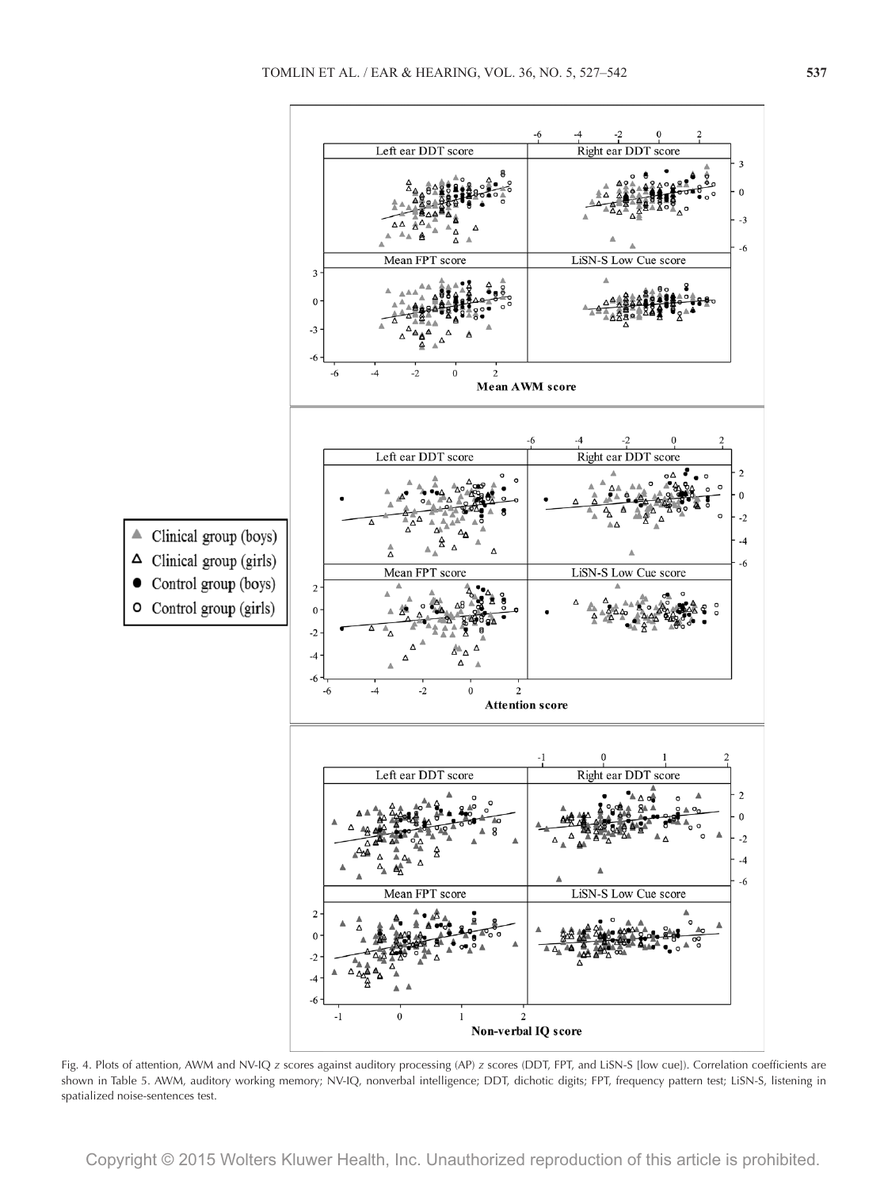Fig. 4. Plots of attention, AWM and NV-IQ z scores against auditory processing (AP) z scores (DDT, FPT, and LiSN-S [low cue]). Correlation coefficients are shown in Table 5. AWM, auditory working memory; NV-IQ, nonverbal intelligence; DDT, dichotic digits; FPT, frequency pattern test; LiSN-S, listening in spatialized noise-sentences test.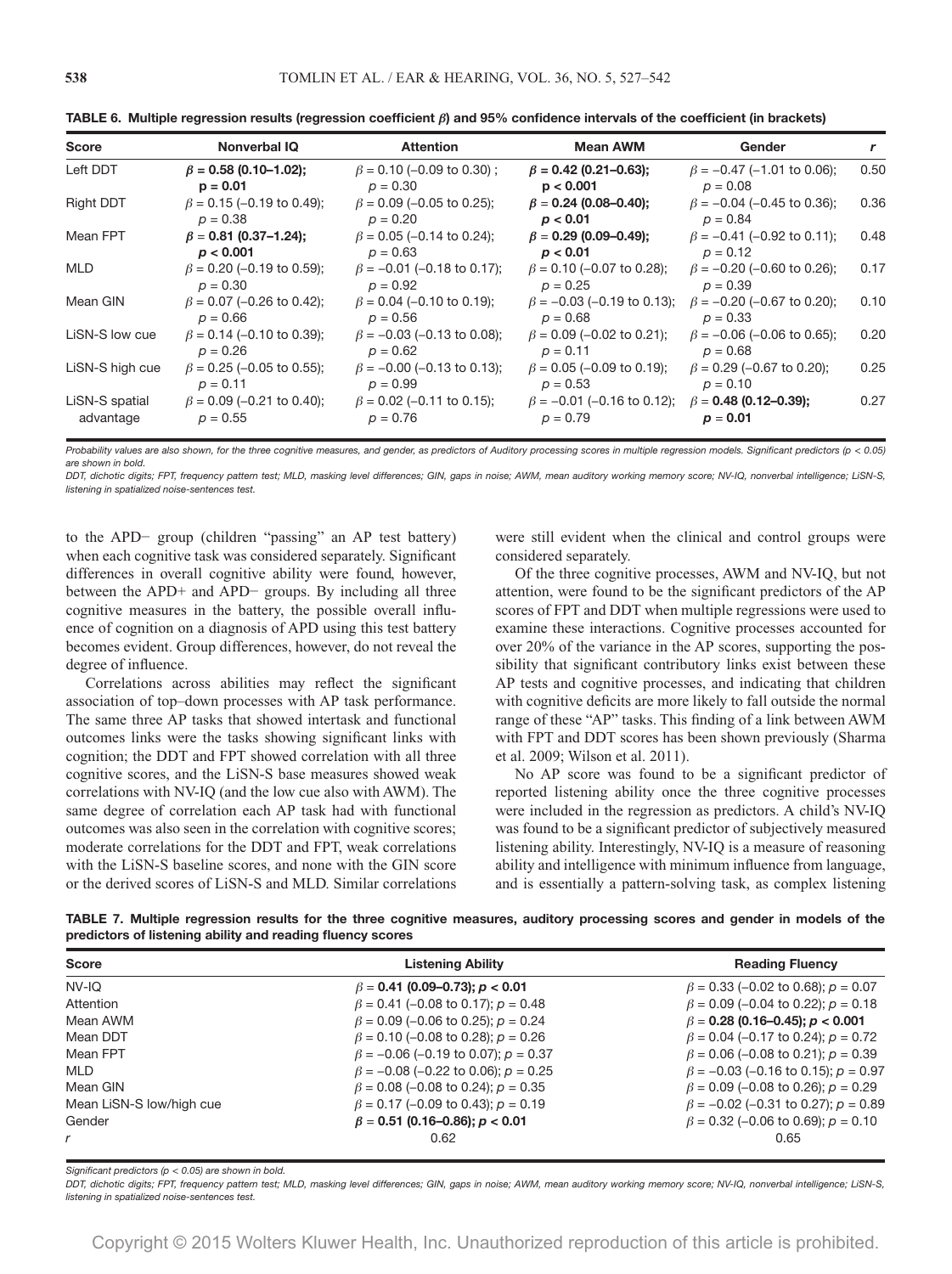**TABLE 6. Multiple regression results (regression coefficient $\beta$) and 95% confidence intervals of the coefficient (in brackets)**

| Score | Nonverbal IQ | Attention | Mean AWM | Gender | $r$ |
|---|---|---|---|---|---|
| Left DDT | **$\beta$ = 0.58 (0.10–1.02); $p$ = 0.01** | $\beta$ = 0.10 (–0.09 to 0.30) ; $p$ = 0.30 | **$\beta$ = 0.42 (0.21–0.63); $p$ < 0.001** | $\beta$ = –0.47 (–1.01 to 0.06); $p$ = 0.08 | 0.50 |
| Right DDT | $\beta$ = 0.15 (–0.19 to 0.49); $p$ = 0.38 | $\beta$ = 0.09 (–0.05 to 0.25); $p$ = 0.20 | **$\beta$ = 0.24 (0.08–0.40); $p$ < 0.01** | $\beta$ = –0.04 (–0.45 to 0.36); $p$ = 0.84 | 0.36 |
| Mean FPT | **$\beta$ = 0.81 (0.37–1.24); $p$ < 0.001** | $\beta$ = 0.05 (–0.14 to 0.24); $p$ = 0.63 | **$\beta$ = 0.29 (0.09–0.49); $p$ < 0.01** | $\beta$ = –0.41 (–0.92 to 0.11); $p$ = 0.12 | 0.48 |
| MLD | $\beta$ = 0.20 (–0.19 to 0.59); $p$ = 0.30 | $\beta$ = –0.01 (–0.18 to 0.17); $p$ = 0.92 | $\beta$ = 0.10 (–0.07 to 0.28); $p$ = 0.25 | $\beta$ = –0.20 (–0.60 to 0.26); $p$ = 0.39 | 0.17 |
| Mean GIN | $\beta$ = 0.07 (–0.26 to 0.42); $p$ = 0.66 | $\beta$ = 0.04 (–0.10 to 0.19); $p$ = 0.56 | $\beta$ = –0.03 (–0.19 to 0.13); $p$ = 0.68 | $\beta$ = –0.20 (–0.67 to 0.20); $p$ = 0.33 | 0.10 |
| LiSN-S low cue | $\beta$ = 0.14 (–0.10 to 0.39); $p$ = 0.26 | $\beta$ = –0.03 (–0.13 to 0.08); $p$ = 0.62 | $\beta$ = 0.09 (–0.02 to 0.21); $p$ = 0.11 | $\beta$ = –0.06 (–0.06 to 0.65); $p$ = 0.68 | 0.20 |
| LiSN-S high cue | $\beta$ = 0.25 (–0.05 to 0.55); $p$ = 0.11 | $\beta$ = –0.00 (–0.13 to 0.13); $p$ = 0.99 | $\beta$ = 0.05 (–0.09 to 0.19); $p$ = 0.53 | $\beta$ = 0.29 (–0.67 to 0.20); $p$ = 0.10 | 0.25 |
| LiSN-S spatial advantage | $\beta$ = 0.09 (–0.21 to 0.40); $p$ = 0.55 | $\beta$ = 0.02 (–0.11 to 0.15); $p$ = 0.76 | $\beta$ = –0.01 (–0.16 to 0.12); $p$ = 0.79 | **$\beta$ = 0.48 (0.12–0.39); $p$ = 0.01** | 0.27 |

*Probability values are also shown, for the three cognitive measures, and gender, as predictors of Auditory processing scores in multiple regression models. Significant predictors ($p$ < 0.05) are shown in bold.*

*DDT, dichotic digits; FPT, frequency pattern test; MLD, masking level differences; GIN, gaps in noise; AWM, mean auditory working memory score; NV-IQ, nonverbal intelligence; LiSN-S, listening in spatialized noise-sentences test.*

to the APD− group (children "passing" an AP test battery) when each cognitive task was considered separately. Significant differences in overall cognitive ability were found, however, between the APD+ and APD− groups. By including all three cognitive measures in the battery, the possible overall influence of cognition on a diagnosis of APD using this test battery becomes evident. Group differences, however, do not reveal the degree of influence.

Correlations across abilities may reflect the significant association of top–down processes with AP task performance. The same three AP tasks that showed intertask and functional outcomes links were the tasks showing significant links with cognition; the DDT and FPT showed correlation with all three cognitive scores, and the LiSN-S base measures showed weak correlations with NV-IQ (and the low cue also with AWM). The same degree of correlation each AP task had with functional outcomes was also seen in the correlation with cognitive scores; moderate correlations for the DDT and FPT, weak correlations with the LiSN-S baseline scores, and none with the GIN score or the derived scores of LiSN-S and MLD. Similar correlations were still evident when the clinical and control groups were considered separately.

Of the three cognitive processes, AWM and NV-IQ, but not attention, were found to be the significant predictors of the AP scores of FPT and DDT when multiple regressions were used to examine these interactions. Cognitive processes accounted for over 20% of the variance in the AP scores, supporting the possibility that significant contributory links exist between these AP tests and cognitive processes, and indicating that children with cognitive deficits are more likely to fall outside the normal range of these "AP" tasks. This finding of a link between AWM with FPT and DDT scores has been shown previously (Sharma et al. 2009; Wilson et al. 2011).

No AP score was found to be a significant predictor of reported listening ability once the three cognitive processes were included in the regression as predictors. A child's NV-IQ was found to be a significant predictor of subjectively measured listening ability. Interestingly, NV-IQ is a measure of reasoning ability and intelligence with minimum influence from language, and is essentially a pattern-solving task, as complex listening

**TABLE 7. Multiple regression results for the three cognitive measures, auditory processing scores and gender in models of the predictors of listening ability and reading fluency scores**

| Score | Listening Ability | Reading Fluency |
|---|---|---|
| NV-IQ | **$\beta$ = 0.41 (0.09–0.73); $p$ < 0.01** | $\beta$ = 0.33 (–0.02 to 0.68); $p$ = 0.07 |
| Attention | $\beta$ = 0.41 (–0.08 to 0.17); $p$ = 0.48 | $\beta$ = 0.09 (–0.04 to 0.22); $p$ = 0.18 |
| Mean AWM | $\beta$ = 0.09 (–0.06 to 0.25); $p$ = 0.24 | **$\beta$ = 0.28 (0.16–0.45); $p$ < 0.001** |
| Mean DDT | $\beta$ = 0.10 (–0.08 to 0.28); $p$ = 0.26 | $\beta$ = 0.04 (–0.17 to 0.24); $p$ = 0.72 |
| Mean FPT | $\beta$ = –0.06 (–0.19 to 0.07); $p$ = 0.37 | $\beta$ = 0.06 (–0.08 to 0.21); $p$ = 0.39 |
| MLD | $\beta$ = –0.08 (–0.22 to 0.06); $p$ = 0.25 | $\beta$ = –0.03 (–0.16 to 0.15); $p$ = 0.97 |
| Mean GIN | $\beta$ = 0.08 (–0.08 to 0.24); $p$ = 0.35 | $\beta$ = 0.09 (–0.08 to 0.26); $p$ = 0.29 |
| Mean LiSN-S low/high cue | $\beta$ = 0.17 (–0.09 to 0.43); $p$ = 0.19 | $\beta$ = –0.02 (–0.31 to 0.27); $p$ = 0.89 |
| Gender | **$\beta$ = 0.51 (0.16–0.86); $p$ < 0.01** | $\beta$ = 0.32 (–0.06 to 0.69); $p$ = 0.10 |
| $r$ | 0.62 | 0.65 |

*Significant predictors ($p$ < 0.05) are shown in bold.*

*DDT, dichotic digits; FPT, frequency pattern test; MLD, masking level differences; GIN, gaps in noise; AWM, mean auditory working memory score; NV-IQ, nonverbal intelligence; LiSN-S, listening in spatialized noise-sentences test.*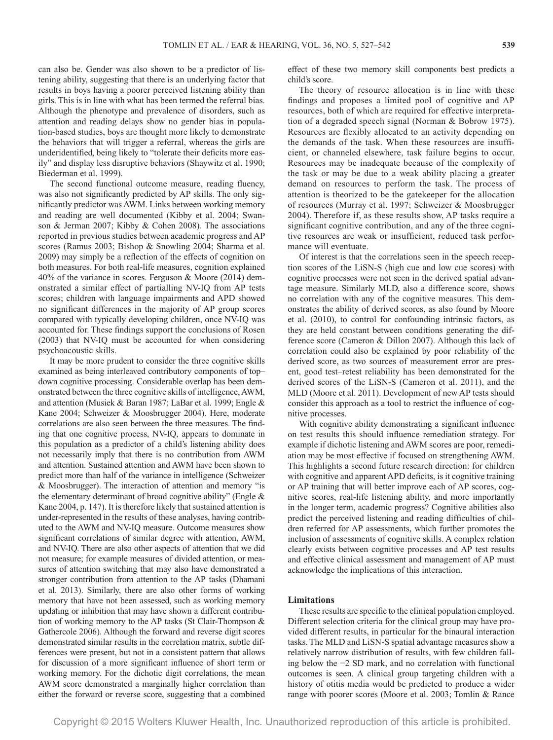can also be. Gender was also shown to be a predictor of listening ability, suggesting that there is an underlying factor that results in boys having a poorer perceived listening ability than girls. This is in line with what has been termed the referral bias. Although the phenotype and prevalence of disorders, such as attention and reading delays show no gender bias in population-based studies, boys are thought more likely to demonstrate the behaviors that will trigger a referral, whereas the girls are underidentified, being likely to "tolerate their deficits more easily" and display less disruptive behaviors (Shaywitz et al. 1990; Biederman et al. 1999).

The second functional outcome measure, reading fluency, was also not significantly predicted by AP skills. The only significantly predictor was AWM. Links between working memory and reading are well documented (Kibby et al. 2004; Swanson & Jerman 2007; Kibby & Cohen 2008). The associations reported in previous studies between academic progress and AP scores (Ramus 2003; Bishop & Snowling 2004; Sharma et al. 2009) may simply be a reflection of the effects of cognition on both measures. For both real-life measures, cognition explained 40% of the variance in scores. Ferguson & Moore (2014) demonstrated a similar effect of partialling NV-IQ from AP tests scores; children with language impairments and APD showed no significant differences in the majority of AP group scores compared with typically developing children, once NV-IQ was accounted for. These findings support the conclusions of Rosen (2003) that NV-IQ must be accounted for when considering psychoacoustic skills.

It may be more prudent to consider the three cognitive skills examined as being interleaved contributory components of top–down cognitive processing. Considerable overlap has been demonstrated between the three cognitive skills of intelligence, AWM, and attention (Musiek & Baran 1987; LaBar et al. 1999; Engle & Kane 2004; Schweizer & Moosbrugger 2004). Here, moderate correlations are also seen between the three measures. The finding that one cognitive process, NV-IQ, appears to dominate in this population as a predictor of a child's listening ability does not necessarily imply that there is no contribution from AWM and attention. Sustained attention and AWM have been shown to predict more than half of the variance in intelligence (Schweizer & Moosbrugger). The interaction of attention and memory "is the elementary determinant of broad cognitive ability" (Engle & Kane 2004, p. 147). It is therefore likely that sustained attention is under-represented in the results of these analyses, having contributed to the AWM and NV-IQ measure. Outcome measures show significant correlations of similar degree with attention, AWM, and NV-IQ. There are also other aspects of attention that we did not measure; for example measures of divided attention, or measures of attention switching that may also have demonstrated a stronger contribution from attention to the AP tasks (Dhamani et al. 2013). Similarly, there are also other forms of working memory that have not been assessed, such as working memory updating or inhibition that may have shown a different contribution of working memory to the AP tasks (St Clair-Thompson & Gathercole 2006). Although the forward and reverse digit scores demonstrated similar results in the correlation matrix, subtle differences were present, but not in a consistent pattern that allows for discussion of a more significant influence of short term or working memory. For the dichotic digit correlations, the mean AWM score demonstrated a marginally higher correlation than either the forward or reverse score, suggesting that a combined effect of these two memory skill components best predicts a child's score.

The theory of resource allocation is in line with these findings and proposes a limited pool of cognitive and AP resources, both of which are required for effective interpretation of a degraded speech signal (Norman & Bobrow 1975). Resources are flexibly allocated to an activity depending on the demands of the task. When these resources are insufficient, or channeled elsewhere, task failure begins to occur. Resources may be inadequate because of the complexity of the task or may be due to a weak ability placing a greater demand on resources to perform the task. The process of attention is theorized to be the gatekeeper for the allocation of resources (Murray et al. 1997; Schweizer & Moosbrugger 2004). Therefore if, as these results show, AP tasks require a significant cognitive contribution, and any of the three cognitive resources are weak or insufficient, reduced task performance will eventuate.

Of interest is that the correlations seen in the speech reception scores of the LiSN-S (high cue and low cue scores) with cognitive processes were not seen in the derived spatial advantage measure. Similarly MLD, also a difference score, shows no correlation with any of the cognitive measures. This demonstrates the ability of derived scores, as also found by Moore et al. (2010), to control for confounding intrinsic factors, as they are held constant between conditions generating the difference score (Cameron & Dillon 2007). Although this lack of correlation could also be explained by poor reliability of the derived score, as two sources of measurement error are present, good test–retest reliability has been demonstrated for the derived scores of the LiSN-S (Cameron et al. 2011), and the MLD (Moore et al. 2011). Development of new AP tests should consider this approach as a tool to restrict the influence of cognitive processes.

With cognitive ability demonstrating a significant influence on test results this should influence remediation strategy. For example if dichotic listening and AWM scores are poor, remediation may be most effective if focused on strengthening AWM. This highlights a second future research direction: for children with cognitive and apparent APD deficits, is it cognitive training or AP training that will better improve each of AP scores, cognitive scores, real-life listening ability, and more importantly in the longer term, academic progress? Cognitive abilities also predict the perceived listening and reading difficulties of children referred for AP assessments, which further promotes the inclusion of assessments of cognitive skills. A complex relation clearly exists between cognitive processes and AP test results and effective clinical assessment and management of AP must acknowledge the implications of this interaction.

### Limitations

These results are specific to the clinical population employed. Different selection criteria for the clinical group may have provided different results, in particular for the binaural interaction tasks. The MLD and LiSN-S spatial advantage measures show a relatively narrow distribution of results, with few children falling below the −2 SD mark, and no correlation with functional outcomes is seen. A clinical group targeting children with a history of otitis media would be predicted to produce a wider range with poorer scores (Moore et al. 2003; Tomlin & Rance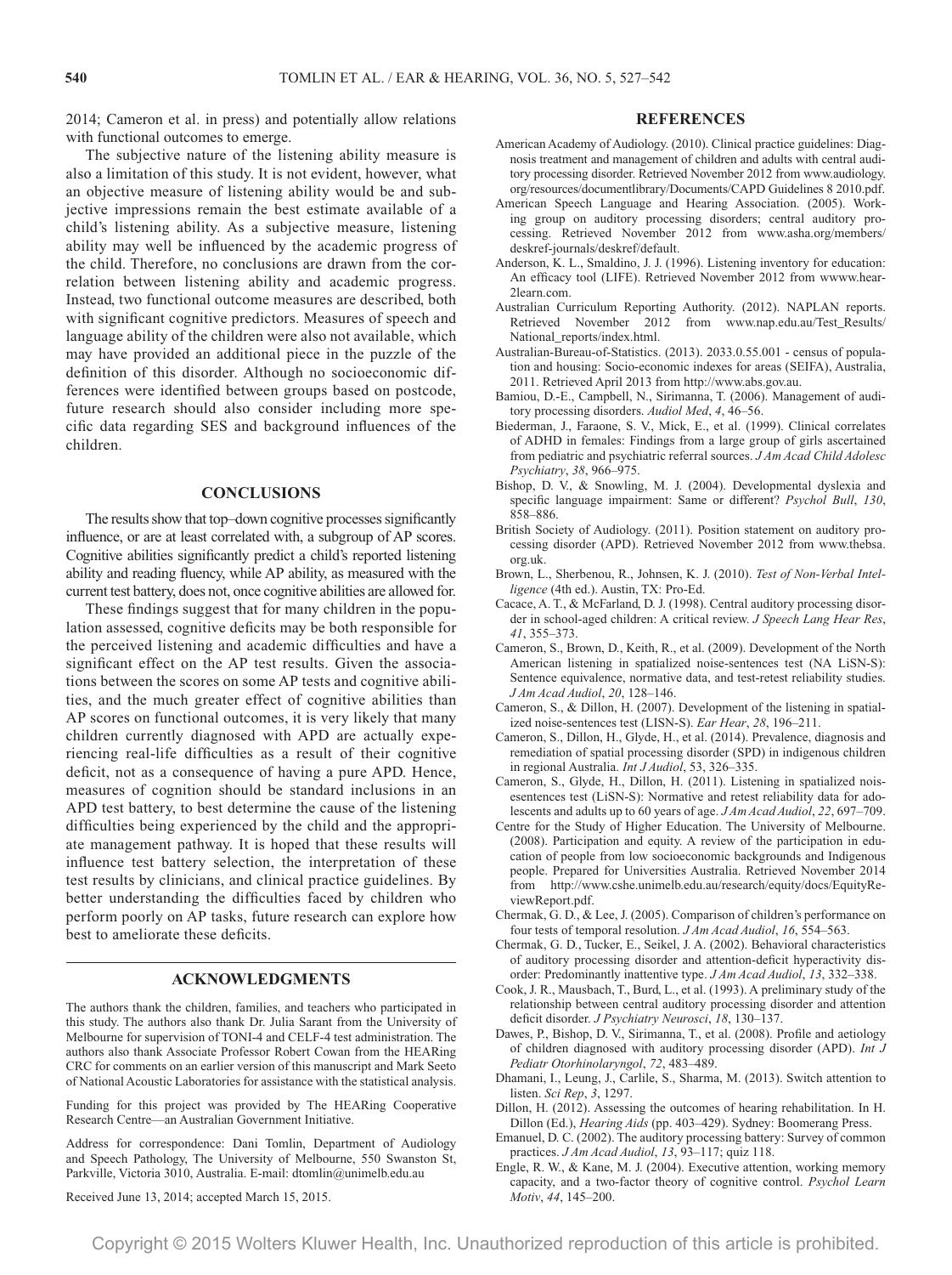2014; Cameron et al. in press) and potentially allow relations with functional outcomes to emerge.

The subjective nature of the listening ability measure is also a limitation of this study. It is not evident, however, what an objective measure of listening ability would be and subjective impressions remain the best estimate available of a child's listening ability. As a subjective measure, listening ability may well be influenced by the academic progress of the child. Therefore, no conclusions are drawn from the correlation between listening ability and academic progress. Instead, two functional outcome measures are described, both with significant cognitive predictors. Measures of speech and language ability of the children were also not available, which may have provided an additional piece in the puzzle of the definition of this disorder. Although no socioeconomic differences were identified between groups based on postcode, future research should also consider including more specific data regarding SES and background influences of the children.

## CONCLUSIONS

The results show that top–down cognitive processes significantly influence, or are at least correlated with, a subgroup of AP scores. Cognitive abilities significantly predict a child's reported listening ability and reading fluency, while AP ability, as measured with the current test battery, does not, once cognitive abilities are allowed for.

These findings suggest that for many children in the population assessed, cognitive deficits may be both responsible for the perceived listening and academic difficulties and have a significant effect on the AP test results. Given the associations between the scores on some AP tests and cognitive abilities, and the much greater effect of cognitive abilities than AP scores on functional outcomes, it is very likely that many children currently diagnosed with APD are actually experiencing real-life difficulties as a result of their cognitive deficit, not as a consequence of having a pure APD. Hence, measures of cognition should be standard inclusions in an APD test battery, to best determine the cause of the listening difficulties being experienced by the child and the appropriate management pathway. It is hoped that these results will influence test battery selection, the interpretation of these test results by clinicians, and clinical practice guidelines. By better understanding the difficulties faced by children who perform poorly on AP tasks, future research can explore how best to ameliorate these deficits.

## ACKNOWLEDGMENTS

The authors thank the children, families, and teachers who participated in this study. The authors also thank Dr. Julia Sarant from the University of Melbourne for supervision of TONI-4 and CELF-4 test administration. The authors also thank Associate Professor Robert Cowan from the HEARing CRC for comments on an earlier version of this manuscript and Mark Seeto of National Acoustic Laboratories for assistance with the statistical analysis.

Funding for this project was provided by The HEARing Cooperative Research Centre—an Australian Government Initiative.

Address for correspondence: Dani Tomlin, Department of Audiology and Speech Pathology, The University of Melbourne, 550 Swanston St, Parkville, Victoria 3010, Australia. E-mail: dtomlin@unimelb.edu.au

Received June 13, 2014; accepted March 15, 2015.

## REFERENCES

American Academy of Audiology. (2010). Clinical practice guidelines: Diagnosis treatment and management of children and adults with central auditory processing disorder. Retrieved November 2012 from www.audiology.org/resources/documentlibrary/Documents/CAPD Guidelines 8 2010.pdf.

American Speech Language and Hearing Association. (2005). Working group on auditory processing disorders; central auditory processing. Retrieved November 2012 from www.asha.org/members/deskref-journals/deskref/default.

Anderson, K. L., Smaldino, J. J. (1996). Listening inventory for education: An efficacy tool (LIFE). Retrieved November 2012 from wwww.hear2learn.com.

Australian Curriculum Reporting Authority. (2012). NAPLAN reports. Retrieved November 2012 from www.nap.edu.au/Test_Results/National_reports/index.html.

Australian-Bureau-of-Statistics. (2013). 2033.0.55.001 - census of population and housing: Socio-economic indexes for areas (SEIFA), Australia, 2011. Retrieved April 2013 from http://www.abs.gov.au.

Bamiou, D.-E., Campbell, N., Sirimanna, T. (2006). Management of auditory processing disorders. *Audiol Med*, *4*, 46–56.

Biederman, J., Faraone, S. V., Mick, E., et al. (1999). Clinical correlates of ADHD in females: Findings from a large group of girls ascertained from pediatric and psychiatric referral sources. *J Am Acad Child Adolesc Psychiatry*, *38*, 966–975.

Bishop, D. V., & Snowling, M. J. (2004). Developmental dyslexia and specific language impairment: Same or different? *Psychol Bull*, *130*, 858–886.

British Society of Audiology. (2011). Position statement on auditory processing disorder (APD). Retrieved November 2012 from www.thebsa.org.uk.

Brown, L., Sherbenou, R., Johnsen, K. J. (2010). *Test of Non-Verbal Intelligence* (4th ed.). Austin, TX: Pro-Ed.

Cacace, A. T., & McFarland, D. J. (1998). Central auditory processing disorder in school-aged children: A critical review. *J Speech Lang Hear Res*, *41*, 355–373.

Cameron, S., Brown, D., Keith, R., et al. (2009). Development of the North American listening in spatialized noise-sentences test (NA LiSN-S): Sentence equivalence, normative data, and test-retest reliability studies. *J Am Acad Audiol*, *20*, 128–146.

Cameron, S., & Dillon, H. (2007). Development of the listening in spatialized noise-sentences test (LISN-S). *Ear Hear*, *28*, 196–211.

Cameron, S., Dillon, H., Glyde, H., et al. (2014). Prevalence, diagnosis and remediation of spatial processing disorder (SPD) in indigenous children in regional Australia. *Int J Audiol*, 53, 326–335.

Cameron, S., Glyde, H., Dillon, H. (2011). Listening in spatialized noisesentences test (LiSN-S): Normative and retest reliability data for adolescents and adults up to 60 years of age. *J Am Acad Audiol*, *22*, 697–709.

Centre for the Study of Higher Education. The University of Melbourne. (2008). Participation and equity. A review of the participation in education of people from low socioeconomic backgrounds and Indigenous people. Prepared for Universities Australia. Retrieved November 2014 from http://www.cshe.unimelb.edu.au/research/equity/docs/EquityReviewReport.pdf.

Chermak, G. D., & Lee, J. (2005). Comparison of children's performance on four tests of temporal resolution. *J Am Acad Audiol*, *16*, 554–563.

Chermak, G. D., Tucker, E., Seikel, J. A. (2002). Behavioral characteristics of auditory processing disorder and attention-deficit hyperactivity disorder: Predominantly inattentive type. *J Am Acad Audiol*, *13*, 332–338.

Cook, J. R., Mausbach, T., Burd, L., et al. (1993). A preliminary study of the relationship between central auditory processing disorder and attention deficit disorder. *J Psychiatry Neurosci*, *18*, 130–137.

Dawes, P., Bishop, D. V., Sirimanna, T., et al. (2008). Profile and aetiology of children diagnosed with auditory processing disorder (APD). *Int J Pediatr Otorhinolaryngol*, *72*, 483–489.

Dhamani, I., Leung, J., Carlile, S., Sharma, M. (2013). Switch attention to listen. *Sci Rep*, *3*, 1297.

Dillon, H. (2012). Assessing the outcomes of hearing rehabilitation. In H. Dillon (Ed.), *Hearing Aids* (pp. 403–429). Sydney: Boomerang Press.

Emanuel, D. C. (2002). The auditory processing battery: Survey of common practices. *J Am Acad Audiol*, *13*, 93–117; quiz 118.

Engle, R. W., & Kane, M. J. (2004). Executive attention, working memory capacity, and a two-factor theory of cognitive control. *Psychol Learn Motiv*, *44*, 145–200.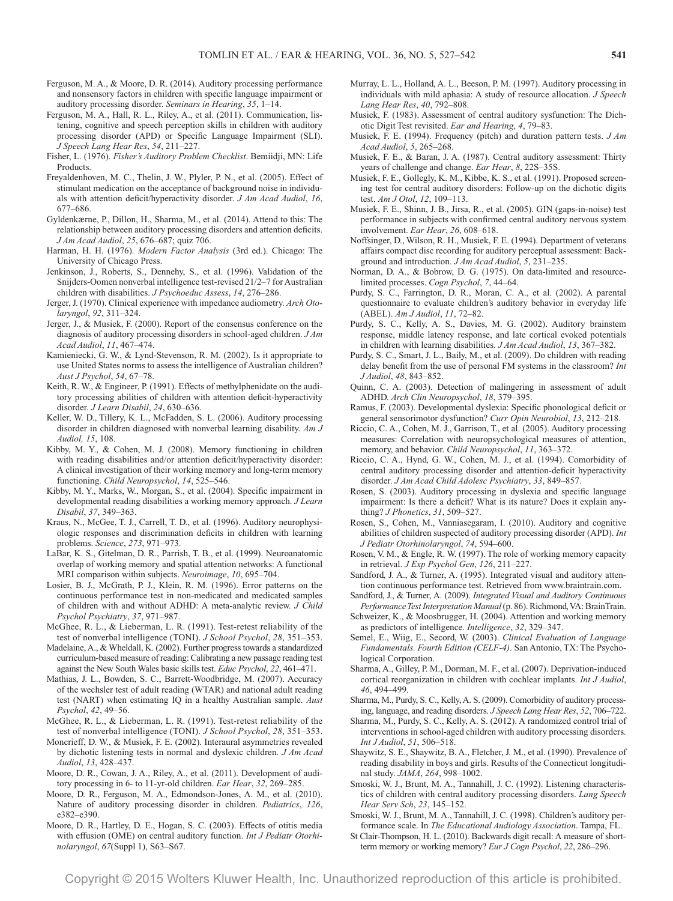Ferguson, M. A., & Moore, D. R. (2014). Auditory processing performance and nonsensory factors in children with specific language impairment or auditory processing disorder. *Seminars in Hearing*, *35*, 1–14.

Ferguson, M. A., Hall, R. L., Riley, A., et al. (2011). Communication, listening, cognitive and speech perception skills in children with auditory processing disorder (APD) or Specific Language Impairment (SLI). *J Speech Lang Hear Res*, *54*, 211–227.

Fisher, L. (1976). *Fisher's Auditory Problem Checklist*. Bemiidji, MN: Life Products.

Freyaldenhoven, M. C., Thelin, J. W., Plyler, P. N., et al. (2005). Effect of stimulant medication on the acceptance of background noise in individuals with attention deficit/hyperactivity disorder. *J Am Acad Audiol*, *16*, 677–686.

Gyldenkærne, P., Dillon, H., Sharma, M., et al. (2014). Attend to this: The relationship between auditory processing disorders and attention deficits. *J Am Acad Audiol*, *25*, 676–687; quiz 706.

Harman, H. H. (1976). *Modern Factor Analysis* (3rd ed.). Chicago: The University of Chicago Press.

Jenkinson, J., Roberts, S., Dennehy, S., et al. (1996). Validation of the Snijders-Oomen nonverbal intelligence test-revised 21/2–7 for Australian children with disabilities. *J Psychoeduc Assess*, *14*, 276–286.

Jerger, J. (1970). Clinical experience with impedance audiometry. *Arch Otolaryngol*, *92*, 311–324.

Jerger, J., & Musiek, F. (2000). Report of the consensus conference on the diagnosis of auditory processing disorders in school-aged children. *J Am Acad Audiol*, *11*, 467–474.

Kamieniecki, G. W., & Lynd-Stevenson, R. M. (2002). Is it appropriate to use United States norms to assess the intelligence of Australian children? *Aust J Psychol*, *54*, 67–78.

Keith, R. W., & Engineer, P. (1991). Effects of methylphenidate on the auditory processing abilities of children with attention deficit-hyperactivity disorder. *J Learn Disabil*, *24*, 630–636.

Keller, W. D., Tillery, K. L., McFadden, S. L. (2006). Auditory processing disorder in children diagnosed with nonverbal learning disability. *Am J Audiol, 15*, 108.

Kibby, M. Y., & Cohen, M. J. (2008). Memory functioning in children with reading disabilities and/or attention deficit/hyperactivity disorder: A clinical investigation of their working memory and long-term memory functioning. *Child Neuropsychol*, *14*, 525–546.

Kibby, M. Y., Marks, W., Morgan, S., et al. (2004). Specific impairment in developmental reading disabilities a working memory approach. *J Learn Disabil*, *37*, 349–363.

Kraus, N., McGee, T. J., Carrell, T. D., et al. (1996). Auditory neurophysiologic responses and discrimination deficits in children with learning problems. *Science*, *273*, 971–973.

LaBar, K. S., Gitelman, D. R., Parrish, T. B., et al. (1999). Neuroanatomic overlap of working memory and spatial attention networks: A functional MRI comparison within subjects. *Neuroimage*, *10*, 695–704.

Losier, B. J., McGrath, P. J., Klein, R. M. (1996). Error patterns on the continuous performance test in non-medicated and medicated samples of children with and without ADHD: A meta-analytic review. *J Child Psychol Psychiatry*, *37*, 971–987.

McGhee, R. L., & Lieberman, L. R. (1991). Test-retest reliability of the test of nonverbal intelligence (TONI). *J School Psychol*, *28*, 351–353.

Madelaine, A., & Wheldall, K. (2002). Further progress towards a standardized curriculum-based measure of reading: Calibrating a new passage reading test against the New South Wales basic skills test. *Educ Psychol*, *22*, 461–471.

Mathias, J. L., Bowden, S. C., Barrett-Woodbridge, M. (2007). Accuracy of the wechsler test of adult reading (WTAR) and national adult reading test (NART) when estimating IQ in a healthy Australian sample. *Aust Psychol*, *42*, 49–56.

McGhee, R. L., & Lieberman, L. R. (1991). Test-retest reliability of the test of nonverbal intelligence (TONI). *J School Psychol*, *28*, 351–353.

Moncrieff, D. W., & Musiek, F. E. (2002). Interaural asymmetries revealed by dichotic listening tests in normal and dyslexic children. *J Am Acad Audiol*, *13*, 428–437.

Moore, D. R., Cowan, J. A., Riley, A., et al. (2011). Development of auditory processing in 6- to 11-yr-old children. *Ear Hear*, *32*, 269–285.

Moore, D. R., Ferguson, M. A., Edmondson-Jones, A. M., et al. (2010). Nature of auditory processing disorder in children. *Pediatrics*, *126*, e382–e390.

Moore, D. R., Hartley, D. E., Hogan, S. C. (2003). Effects of otitis media with effusion (OME) on central auditory function. *Int J Pediatr Otorhinolaryngol*, *67*(Suppl 1), S63–S67.

Murray, L. L., Holland, A. L., Beeson, P. M. (1997). Auditory processing in individuals with mild aphasia: A study of resource allocation. *J Speech Lang Hear Res*, *40*, 792–808.

Musiek, F. (1983). Assessment of central auditory sysfunction: The Dichotic Digit Test revisited. *Ear and Hearing*, *4*, 79–83.

Musiek, F. E. (1994). Frequency (pitch) and duration pattern tests. *J Am Acad Audiol*, *5*, 265–268.

Musiek, F. E., & Baran, J. A. (1987). Central auditory assessment: Thirty years of challenge and change. *Ear Hear*, *8*, 22S–35S.

Musiek, F. E., Gollegly, K. M., Kibbe, K. S., et al. (1991). Proposed screening test for central auditory disorders: Follow-up on the dichotic digits test. *Am J Otol*, *12*, 109–113.

Musiek, F. E., Shinn, J. B., Jirsa, R., et al. (2005). GIN (gaps-in-noise) test performance in subjects with confirmed central auditory nervous system involvement. *Ear Hear*, *26*, 608–618.

Noffsinger, D., Wilson, R. H., Musiek, F. E. (1994). Department of veterans affairs compact disc recording for auditory perceptual assessment: Background and introduction. *J Am Acad Audiol*, *5*, 231–235.

Norman, D. A., & Bobrow, D. G. (1975). On data-limited and resource-limited processes. *Cogn Psychol*, *7*, 44–64.

Purdy, S. C., Farrington, D. R., Moran, C. A., et al. (2002). A parental questionnaire to evaluate children's auditory behavior in everyday life (ABEL). *Am J Audiol*, *11*, 72–82.

Purdy, S. C., Kelly, A. S., Davies, M. G. (2002). Auditory brainstem response, middle latency response, and late cortical evoked potentials in children with learning disabilities. *J Am Acad Audiol*, *13*, 367–382.

Purdy, S. C., Smart, J. L., Baily, M., et al. (2009). Do children with reading delay benefit from the use of personal FM systems in the classroom? *Int J Audiol*, *48*, 843–852.

Quinn, C. A. (2003). Detection of malingering in assessment of adult ADHD. *Arch Clin Neuropsychol*, *18*, 379–395.

Ramus, F. (2003). Developmental dyslexia: Specific phonological deficit or general sensorimotor dysfunction? *Curr Opin Neurobiol*, *13*, 212–218.

Riccio, C. A., Cohen, M. J., Garrison, T., et al. (2005). Auditory processing measures: Correlation with neuropsychological measures of attention, memory, and behavior. *Child Neuropsychol*, *11*, 363–372.

Riccio, C. A., Hynd, G. W., Cohen, M. J., et al. (1994). Comorbidity of central auditory processing disorder and attention-deficit hyperactivity disorder. *J Am Acad Child Adolesc Psychiatry*, *33*, 849–857.

Rosen, S. (2003). Auditory processing in dyslexia and specific language impairment: Is there a deficit? What is its nature? Does it explain anything? *J Phonetics*, *31*, 509–527.

Rosen, S., Cohen, M., Vanniasegaram, I. (2010). Auditory and cognitive abilities of children suspected of auditory processing disorder (APD). *Int J Pediatr Otorhinolaryngol*, *74*, 594–600.

Rosen, V. M., & Engle, R. W. (1997). The role of working memory capacity in retrieval. *J Exp Psychol Gen*, *126*, 211–227.

Sandford, J. A., & Turner, A. (1995). Integrated visual and auditory attention continuous performance test. Retrieved from www.braintrain.com.

Sandford, J., & Turner, A. (2009). *Integrated Visual and Auditory Continuous Performance Test Interpretation Manual* (p. 86). Richmond, VA: BrainTrain.

Schweizer, K., & Moosbrugger, H. (2004). Attention and working memory as predictors of intelligence. *Intelligence*, *32*, 329–347.

Semel, E., Wiig, E., Secord, W. (2003). *Clinical Evaluation of Language Fundamentals. Fourth Edition (CELF-4)*. San Antonio, TX: The Psychological Corporation.

Sharma, A., Gilley, P. M., Dorman, M. F., et al. (2007). Deprivation-induced cortical reorganization in children with cochlear implants. *Int J Audiol*, *46*, 494–499.

Sharma, M., Purdy, S. C., Kelly, A. S. (2009). Comorbidity of auditory processing, language, and reading disorders. *J Speech Lang Hear Res*, *52*, 706–722.

Sharma, M., Purdy, S. C., Kelly, A. S. (2012). A randomized control trial of interventions in school-aged children with auditory processing disorders. *Int J Audiol*, *51*, 506–518.

Shaywitz, S. E., Shaywitz, B. A., Fletcher, J. M., et al. (1990). Prevalence of reading disability in boys and girls. Results of the Connecticut longitudinal study. *JAMA*, *264*, 998–1002.

Smoski, W. J., Brunt, M. A., Tannahill, J. C. (1992). Listening characteristics of children with central auditory processing disorders. *Lang Speech Hear Serv Sch*, *23*, 145–152.

Smoski, W. J., Brunt, M. A., Tannahill, J. C. (1998). Children's auditory performance scale. In *The Educational Audiology Association*. Tampa, FL.

St Clair-Thompson, H. L. (2010). Backwards digit recall: A measure of short-term memory or working memory? *Eur J Cogn Psychol*, *22*, 286–296.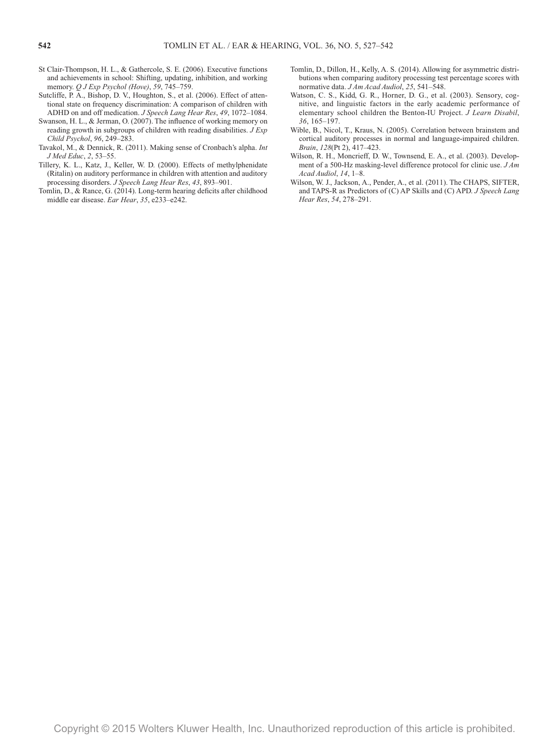St Clair-Thompson, H. L., & Gathercole, S. E. (2006). Executive functions and achievements in school: Shifting, updating, inhibition, and working memory. *Q J Exp Psychol (Hove)*, *59*, 745–759.

Sutcliffe, P. A., Bishop, D. V., Houghton, S., et al. (2006). Effect of attentional state on frequency discrimination: A comparison of children with ADHD on and off medication. *J Speech Lang Hear Res*, *49*, 1072–1084.

Swanson, H. L., & Jerman, O. (2007). The influence of working memory on reading growth in subgroups of children with reading disabilities. *J Exp Child Psychol*, *96*, 249–283.

Tavakol, M., & Dennick, R. (2011). Making sense of Cronbach's alpha. *Int J Med Educ*, *2*, 53–55.

Tillery, K. L., Katz, J., Keller, W. D. (2000). Effects of methylphenidate (Ritalin) on auditory performance in children with attention and auditory processing disorders. *J Speech Lang Hear Res*, *43*, 893–901.

Tomlin, D., & Rance, G. (2014). Long-term hearing deficits after childhood middle ear disease. *Ear Hear*, *35*, e233–e242.

Tomlin, D., Dillon, H., Kelly, A. S. (2014). Allowing for asymmetric distributions when comparing auditory processing test percentage scores with normative data. *J Am Acad Audiol*, *25*, 541–548.

Watson, C. S., Kidd, G. R., Horner, D. G., et al. (2003). Sensory, cognitive, and linguistic factors in the early academic performance of elementary school children the Benton-IU Project. *J Learn Disabil*, *36*, 165–197.

Wible, B., Nicol, T., Kraus, N. (2005). Correlation between brainstem and cortical auditory processes in normal and language-impaired children. *Brain*, *128*(Pt 2), 417–423.

Wilson, R. H., Moncrieff, D. W., Townsend, E. A., et al. (2003). Development of a 500-Hz masking-level difference protocol for clinic use. *J Am Acad Audiol*, *14*, 1–8.

Wilson, W. J., Jackson, A., Pender, A., et al. (2011). The CHAPS, SIFTER, and TAPS-R as Predictors of (C) AP Skills and (C) APD. *J Speech Lang Hear Res*, *54*, 278–291.